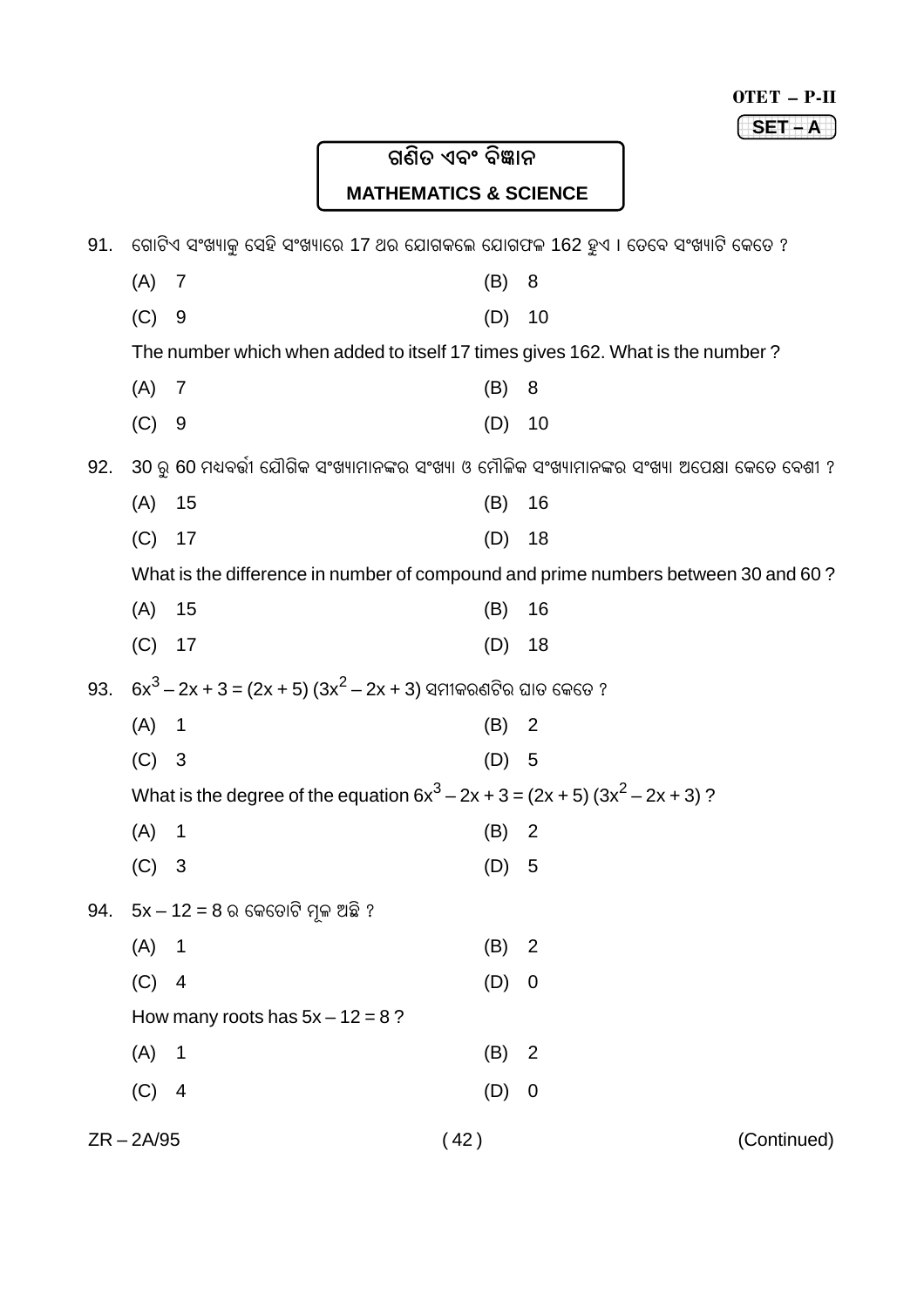OTET – P-II

SET – A

## ଗଣିତ ଏବଂ ବିଜ୍ଞାନ

## MATHEMATICS & SCIENCE

91. ଗୋଟିଏ ସଂଖ୍ୟାକୁ ସେହି ସଂଖ୍ୟାରେ 17 ଥର ଯୋଗକଲେ ଯୋଗଫଳ 162 ହୁଏ । ତେବେ ସଂଖ୍ୟାଟି କେତେ ?

(A) 7 (B) 8

(C) 9 (D) 10

The number which when added to itself 17 times gives 162. What is the number ?

(A) 7 (B) 8

(C) 9 (D) 10

92. 30 ରୁ 60 ମଧ୍ୟବର୍ତ୍ତୀ ଯୌଗିକ ସଂଖ୍ୟାମାନଙ୍କର ସଂଖ୍ୟା ଓ ମୌଳିକ ସଂଖ୍ୟାମାନଙ୍କର ସଂଖ୍ୟା ଅପେକ୍ଷା କେତେ ବେଶୀ ?

(A) 15 (B) 16

(C) 17 (D) 18

What is the difference in number of compound and prime numbers between 30 and 60 ?

(A) 15 (B) 16

(C) 17 (D) 18

93. $6x^3 - 2x + 3 = (2x + 5)(3x^2 - 2x + 3)$ ସମୀକରଣଟିର ଘାତ କେତେ ?

(A) 1 (B) 2

(C) 3 (D) 5

What is the degree of the equation $6x^3 - 2x + 3 = (2x + 5)(3x^2 - 2x + 3)$ ?

(A) 1 (B) 2

(C) 3 (D) 5

94. $5x - 12 = 8$ ର କେତୋଟି ମୂଳ ଅଛି ?

(A) 1 (B) 2

(C) 4 (D) 0

How many roots has $5x - 12 = 8$ ?

(A) 1 (B) 2

(C) 4 (D) 0

ZR – 2A/95 (Continued)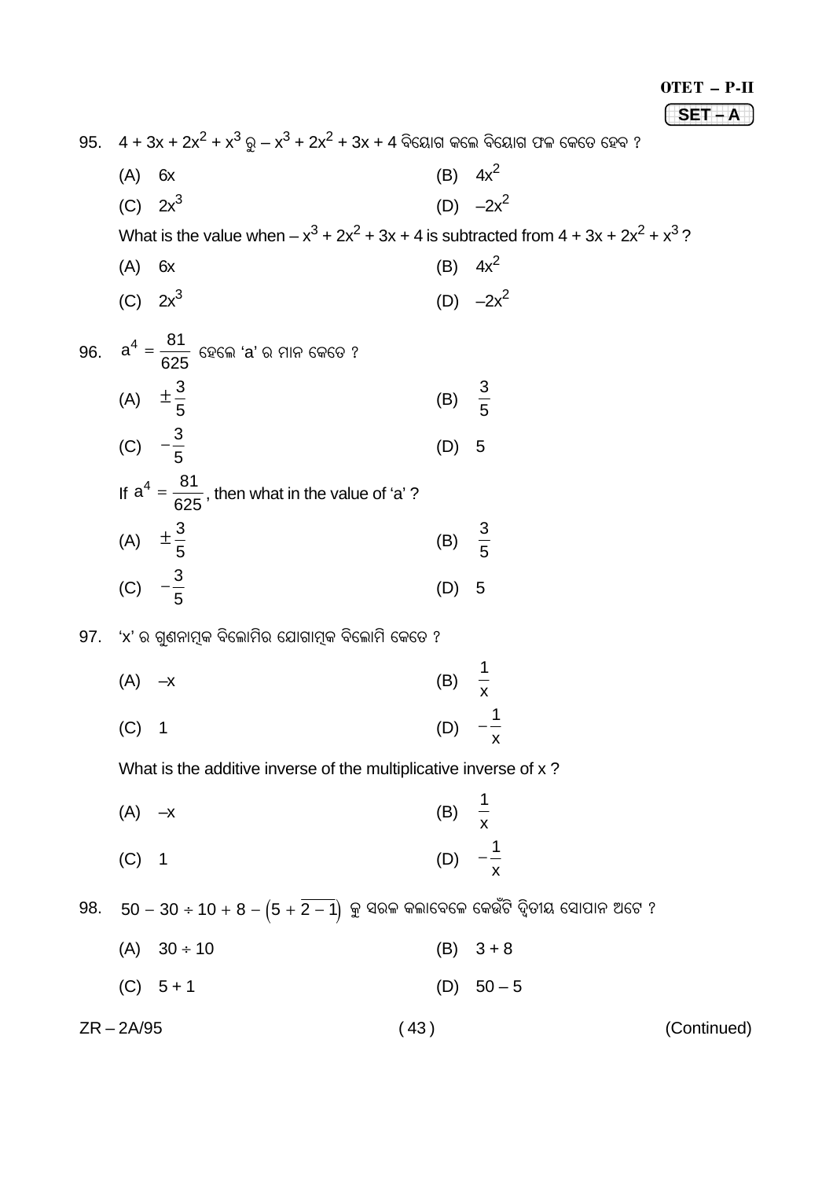95. $4 + 3x + 2x^2 + x^3$ ରୁ $-x^3 + 2x^2 + 3x + 4$ ବିୟୋଗ କଲେ ବିୟୋଗ ଫଳ କେତେ ହେବ ?

(A) $6x$ (B) $4x^2$

(C) $2x^3$ (D) $-2x^2$

What is the value when $-x^3 + 2x^2 + 3x + 4$ is subtracted from $4 + 3x + 2x^2 + x^3$ ?

(A) $6x$ (B) $4x^2$

(C) $2x^3$ (D) $-2x^2$

96. $a^4 = \frac{81}{625}$ ହେଲେ 'a' ର ମାନ କେତେ ?

(A) $\pm\frac{3}{5}$ (B) $\frac{3}{5}$

(C) $-\frac{3}{5}$ (D) 5

If $a^4 = \frac{81}{625}$, then what in the value of 'a' ?

(A) $\pm\frac{3}{5}$ (B) $\frac{3}{5}$

(C) $-\frac{3}{5}$ (D) 5

97. 'x' ର ଗୁଣନାତ୍ମକ ବିଲୋମିର ଯୋଗାତ୍ମକ ବିଲୋମି କେତେ ?

(A) $-x$ (B) $\frac{1}{x}$

(C) 1 (D) $-\frac{1}{x}$

What is the additive inverse of the multiplicative inverse of x ?

(A) $-x$ (B) $\frac{1}{x}$

(C) 1 (D) $-\frac{1}{x}$

98. $50 - 30 \div 10 + 8 - \left(5 + \overline{2 - 1}\right)$ କୁ ସରଳ କଲାବେଳେ କେଉଁଟି ଦ୍ୱିତୀୟ ସୋପାନ ଅଟେ ?

(A) $30 \div 10$ (B) $3 + 8$

(C) $5 + 1$ (D) $50 - 5$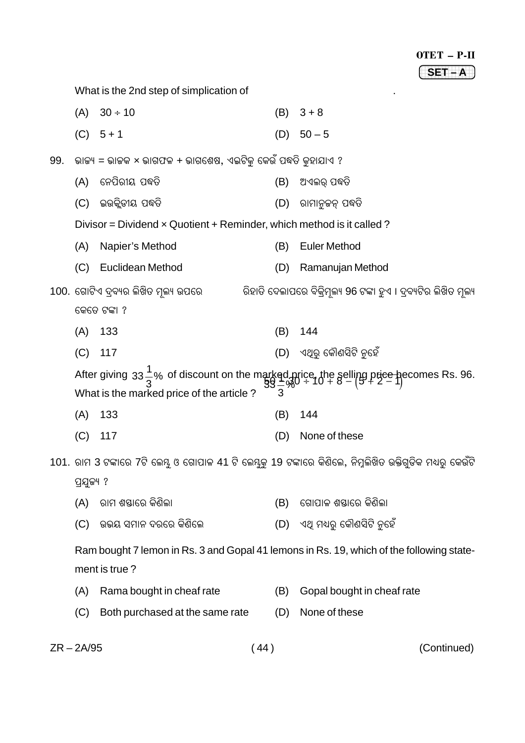What is the 2nd step of simplification of $50 \div 10 + 8 - (5 + 2 - 1)$.

(A) $30 \div 10$ (B) $3 + 8$

(C) $5 + 1$ (D) $50 - 5$

99\. ଭାଜ୍ୟ = ଭାଜକ × ଭାଗଫଳ + ଭାଗଶେଷ, ଏଇଟିକୁ କେଉଁ ପଦ୍ଧତି କୁହାଯାଏ ?

(A) ନେପିରୀୟ ପଦ୍ଧତି (B) ଅଏଲର୍ ପଦ୍ଧତି

(C) ଇଉକ୍ଲିଡୀୟ ପଦ୍ଧତି (D) ରାମାନୁଜନ୍ ପଦ୍ଧତି

Divisor = Dividend × Quotient + Reminder, which method is it called ?

(A) Napier's Method (B) Euler Method

(C) Euclidean Method (D) Ramanujan Method

100\. ଗୋଟିଏ ଦ୍ରବ୍ୟର ଲିଖିତ ମୂଲ୍ୟ ଉପରେ $33\frac{1}{3}\%$ ରିହାତି ଦେଲାପରେ ବିକ୍ରିମୂଲ୍ୟ 96 ଟଙ୍କା ହୁଏ । ଦ୍ରବ୍ୟଟିର ଲିଖିତ ମୂଲ୍ୟ କେତେ ଟଙ୍କା ?

(A) 133 (B) 144

(C) 117 (D) ଏଥିରୁ କୌଣସିଟି ନୁହେଁ

After giving $33\frac{1}{3}\%$ of discount on the marked price, the selling price becomes Rs. 96. What is the marked price of the article ?

(A) 133 (B) 144

(C) 117 (D) None of these

101\. ରାମ 3 ଟଙ୍କାରେ 7ଟି ଲେମ୍ବୁ ଓ ଗୋପାଳ 41 ଟି ଲେମ୍ବୁକୁ 19 ଟଙ୍କାରେ କିଣିଲେ, ନିମ୍ନଲିଖିତ ଉକ୍ତିଗୁଡ଼ିକ ମଧ୍ୟରୁ କେଉଁଟି ପ୍ରଯୁଜ୍ୟ ?

(A) ରାମ ଶସ୍ତାରେ କିଣିଲା (B) ଗୋପାଳ ଶସ୍ତାରେ କିଣିଲା

(C) ଉଭୟ ସମାନ ଦରରେ କିଣିଲେ (D) ଏଥି ମଧ୍ୟରୁ କୌଣସିଟି ନୁହେଁ

Ram bought 7 lemon in Rs. 3 and Gopal 41 lemons in Rs. 19, which of the following statement is true ?

(A) Rama bought in cheaf rate (B) Gopal bought in cheaf rate

(C) Both purchased at the same rate (D) None of these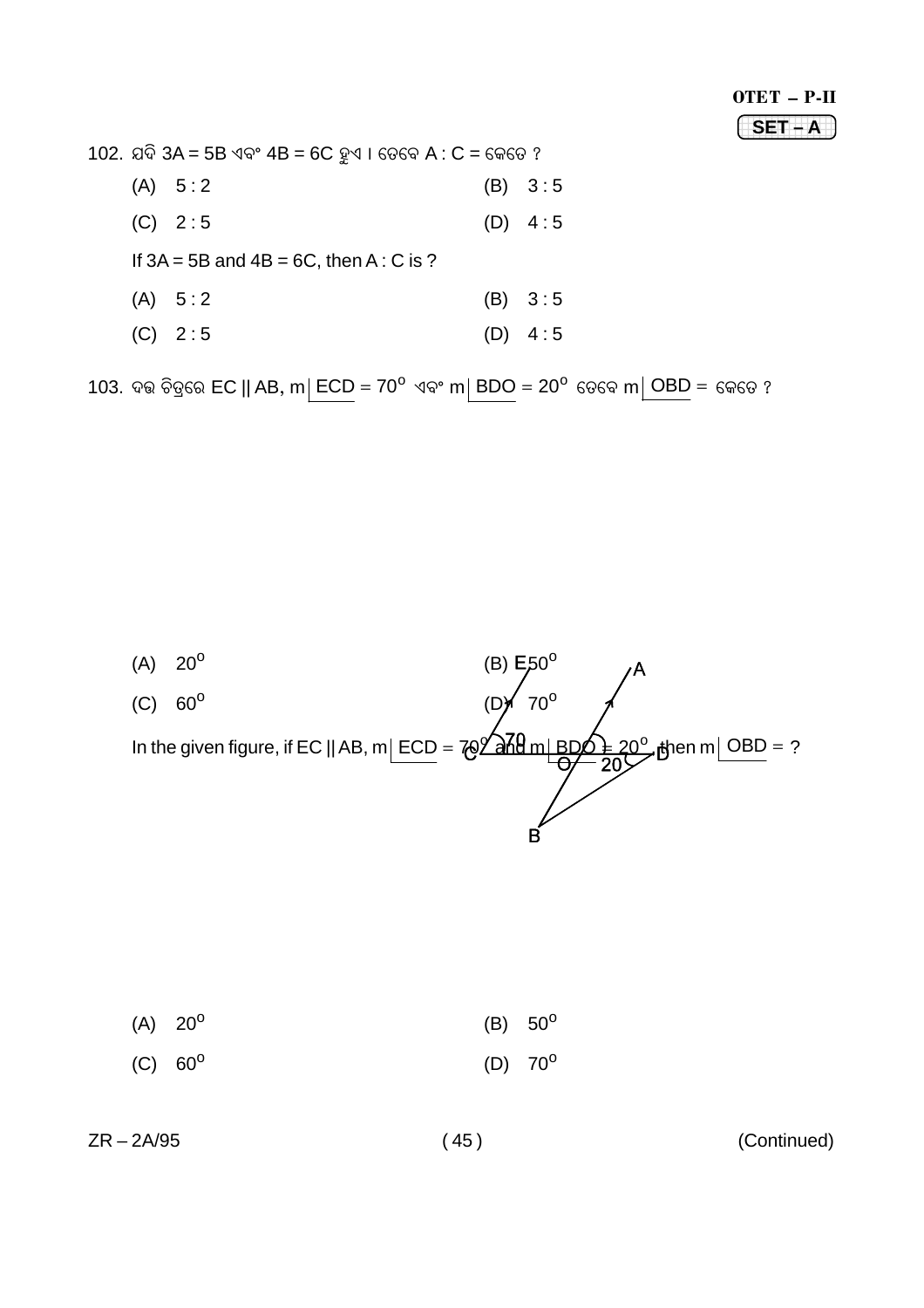102. ଯଦି 3A = 5B ଏବଂ 4B = 6C ହୁଏ । ତେବେ A : C = କେତେ ?

(A) 5 : 2 (B) 3 : 5

(C) 2 : 5 (D) 4 : 5

If 3A = 5B and 4B = 6C, then A : C is ?

(A) 5 : 2 (B) 3 : 5

(C) 2 : 5 (D) 4 : 5

103. ଦତ୍ତ ଚିତ୍ରରେ EC || AB, m$\underline{|ECD}$ = 70° ଏବଂ m$\underline{|BDO}$ = 20° ତେବେ m$\underline{|OBD}$ = କେତେ ?

(A) 20° (B) 50°

(C) 60° (D) 70°

In the given figure, if EC || AB, m$\underline{|ECD}$ = 70° and m$\underline{|BDO}$ = 20°, then m$\underline{|OBD}$ = ?

(A) 20° (B) 50°

(C) 60° (D) 70°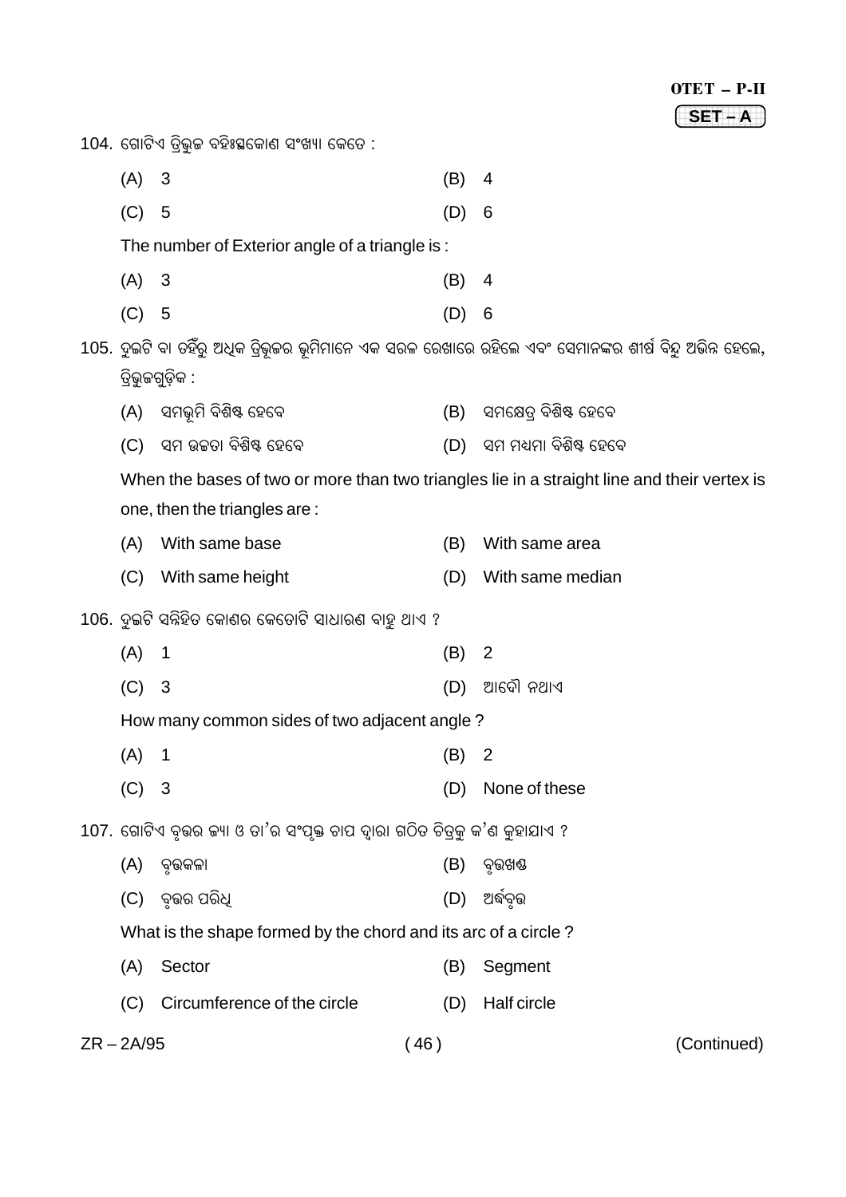104. ଗୋଟିଏ ତ୍ରିଭୁଜ ବହିଃସ୍ଥକୋଣ ସଂଖ୍ୟା କେତେ :

(A) 3 (B) 4

(C) 5 (D) 6

The number of Exterior angle of a triangle is :

(A) 3 (B) 4

(C) 5 (D) 6

105. ଦୁଇଟି ବା ତହିଁରୁ ଅଧିକ ତ୍ରିଭୁଜର ଭୂମିମାନେ ଏକ ସରଳ ରେଖାରେ ରହିଲେ ଏବଂ ସେମାନଙ୍କର ଶୀର୍ଷ ବିନ୍ଦୁ ଅଭିନ୍ନ ହେଲେ, ତ୍ରିଭୁଜଗୁଡ଼ିକ :

(A) ସମଭୂମି ବିଶିଷ୍ଟ ହେବେ (B) ସମକ୍ଷେତ୍ର ବିଶିଷ୍ଟ ହେବେ

(C) ସମ ଉଚ୍ଚତା ବିଶିଷ୍ଟ ହେବେ (D) ସମ ମଧ୍ୟମା ବିଶିଷ୍ଟ ହେବେ

When the bases of two or more than two triangles lie in a straight line and their vertex is one, then the triangles are :

(A) With same base (B) With same area

(C) With same height (D) With same median

106. ଦୁଇଟି ସନ୍ନିହିତ କୋଣର କେତୋଟି ସାଧାରଣ ବାହୁ ଥାଏ ?

(A) 1 (B) 2

(C) 3 (D) ଆଦୌ ନଥାଏ

How many common sides of two adjacent angle ?

(A) 1 (B) 2

(C) 3 (D) None of these

107. ଗୋଟିଏ ବୃତ୍ତର ଜ୍ୟା ଓ ତା'ର ସଂପୃକ୍ତ ଚାପ ଦ୍ୱାରା ଗଠିତ ଚିତ୍ରକୁ କ'ଣ କୁହାଯାଏ ?

(A) ବୃତ୍ତକଳା (B) ବୃତ୍ତଖଣ୍ଡ

(C) ବୃତ୍ତର ପରିଧି (D) ଅର୍ଦ୍ଧବୃତ୍ତ

What is the shape formed by the chord and its arc of a circle ?

(A) Sector (B) Segment

(C) Circumference of the circle (D) Half circle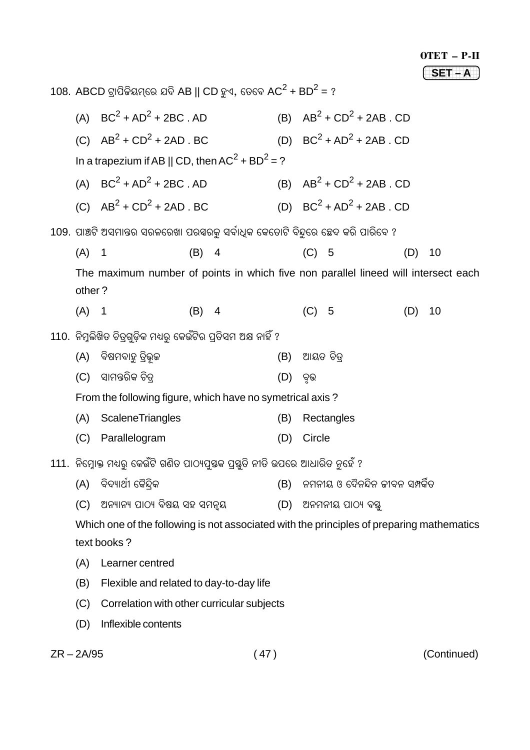108. ABCD ଟ୍ରାପିଜିୟମ୍‌ରେ ଯଦି AB || CD ହୁଏ, ତେବେ $AC^2 + BD^2$ = ?

(A) $BC^2 + AD^2 + 2BC . AD$ (B) $AB^2 + CD^2 + 2AB . CD$

(C) $AB^2 + CD^2 + 2AD . BC$ (D) $BC^2 + AD^2 + 2AB . CD$

In a trapezium if AB || CD, then $AC^2 + BD^2$ = ?

(A) $BC^2 + AD^2 + 2BC . AD$ (B) $AB^2 + CD^2 + 2AB . CD$

(C) $AB^2 + CD^2 + 2AD . BC$ (D) $BC^2 + AD^2 + 2AB . CD$

109. ପାଞ୍ଚଟି ଅସମାନ୍ତର ସରଳରେଖା ପରସ୍ପରକୁ ସର୍ବାଧିକ କେତୋଟି ବିନ୍ଦୁରେ ଛେଦ କରି ପାରିବେ ?

(A) 1 (B) 4 (C) 5 (D) 10

The maximum number of points in which five non parallel lineed will intersect each other ?

(A) 1 (B) 4 (C) 5 (D) 10

110. ନିମ୍ନଲିଖିତ ଚିତ୍ରଗୁଡ଼ିକ ମଧ୍ୟରୁ କେଉଁଟିର ପ୍ରତିସମ ଅକ୍ଷ ନାହିଁ ?

(A) ବିଷମବାହୁ ତ୍ରିଭୂଜ (B) ଆୟତ ଚିତ୍ର

(C) ସାମନ୍ତରିକ ଚିତ୍ର (D) ବୃତ୍ତ

From the following figure, which have no symetrical axis ?

(A) ScaleneTriangles (B) Rectangles

(C) Parallelogram (D) Circle

111. ନିମ୍ନୋକ୍ତ ମଧ୍ୟରୁ କେଉଁଟି ଗଣିତ ପାଠ୍ୟପୁସ୍ତକ ପ୍ରସ୍ତୁତି ନୀତି ଉପରେ ଆଧାରିତ ନୁହେଁ ?

(A) ବିଦ୍ୟାର୍ଥୀ କୈନ୍ଦ୍ରିକ (B) ନମନୀୟ ଓ ଦୈନନ୍ଦିନ ଜୀବନ ସମ୍ପର୍କିତ

(C) ଅନ୍ୟାନ୍ୟ ପାଠ୍ୟ ବିଷୟ ସହ ସମନ୍ୱୟ (D) ଅନମନୀୟ ପାଠ୍ୟ ବସ୍ତୁ

Which one of the following is not associated with the principles of preparing mathematics text books ?

(A) Learner centred

(B) Flexible and related to day-to-day life

(C) Correlation with other curricular subjects

(D) Inflexible contents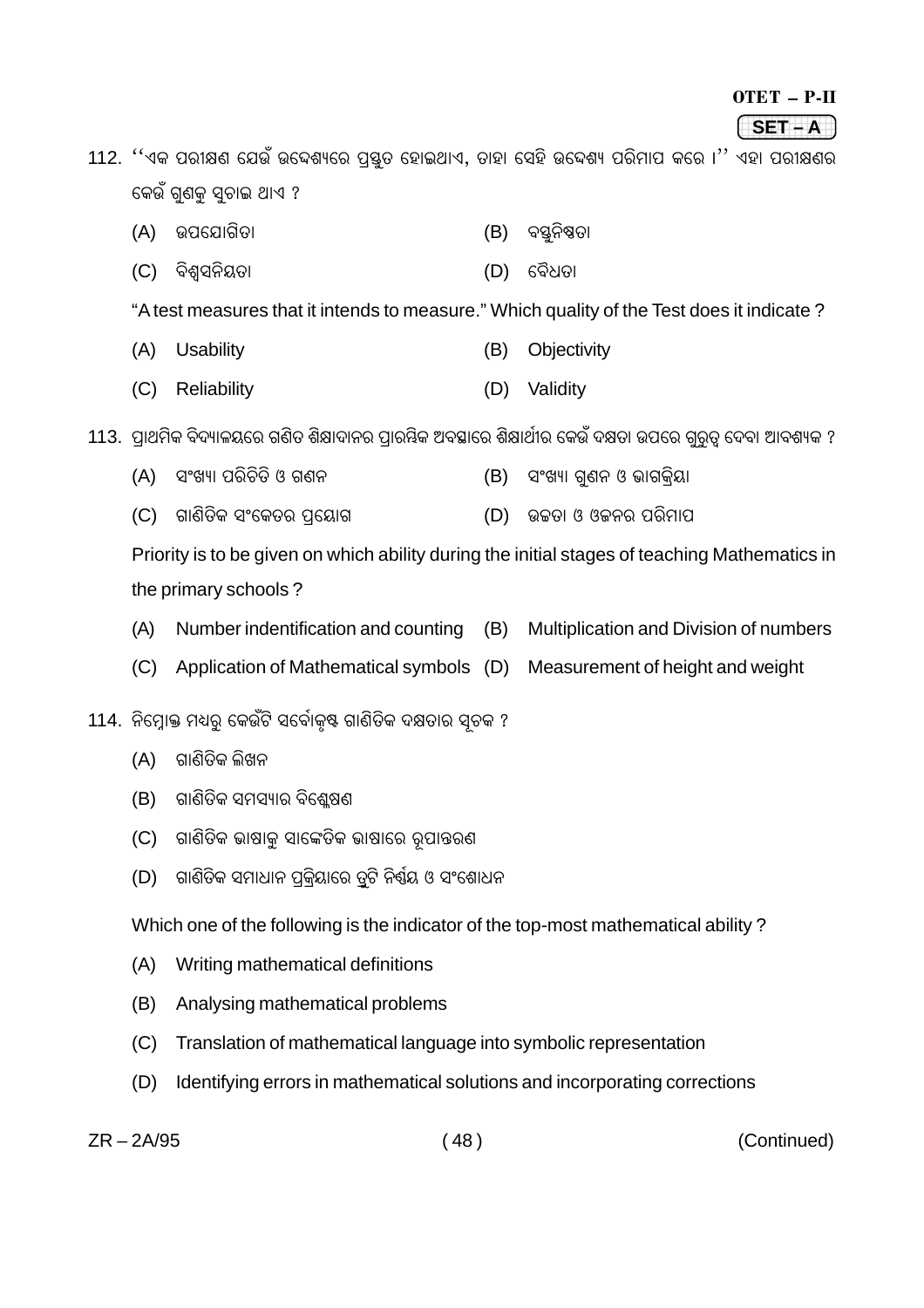112. ''ଏକ ପରୀକ୍ଷଣ ଯେଉଁ ଉଦ୍ଦେଶ୍ୟରେ ପ୍ରସ୍ତୁତ ହୋଇଥାଏ, ତାହା ସେହି ଉଦ୍ଦେଶ୍ୟ ପରିମାପ କରେ ।'' ଏହା ପରୀକ୍ଷଣର କେଉଁ ଗୁଣକୁ ସୂଚାଇ ଥାଏ ?

(A) ଉପଯୋଗିତା
(B) ବସ୍ତୁନିଷ୍ଠତା
(C) ବିଶ୍ୱସନିୟତା
(D) ବୈଧତା

"A test measures that it intends to measure." Which quality of the Test does it indicate ?

(A) Usability
(B) Objectivity
(C) Reliability
(D) Validity

113. ପ୍ରାଥମିକ ବିଦ୍ୟାଳୟରେ ଗଣିତ ଶିକ୍ଷାଦାନର ପ୍ରାରମ୍ଭିକ ଅବସ୍ଥାରେ ଶିକ୍ଷାର୍ଥୀର କେଉଁ ଦକ୍ଷତା ଉପରେ ଗୁରୁତ୍ୱ ଦେବା ଆବଶ୍ୟକ ?

(A) ସଂଖ୍ୟା ପରିଚିତି ଓ ଗଣନ
(B) ସଂଖ୍ୟା ଗୁଣନ ଓ ଭାଗକ୍ରିୟା
(C) ଗାଣିତିକ ସଂକେତର ପ୍ରୟୋଗ
(D) ଉଚ୍ଚତା ଓ ଓଜନର ପରିମାପ

Priority is to be given on which ability during the initial stages of teaching Mathematics in the primary schools ?

(A) Number indentification and counting
(B) Multiplication and Division of numbers
(C) Application of Mathematical symbols
(D) Measurement of height and weight

114. ନିମ୍ନୋକ୍ତ ମଧ୍ୟରୁ କେଉଁଟି ସର୍ବୋତ୍କୃଷ୍ଟ ଗାଣିତିକ ଦକ୍ଷତାର ସୂଚକ ?

(A) ଗାଣିତିକ ଲିଖନ
(B) ଗାଣିତିକ ସମସ୍ୟାର ବିଶ୍ଳେଷଣ
(C) ଗାଣିତିକ ଭାଷାକୁ ସାଙ୍କେତିକ ଭାଷାରେ ରୂପାନ୍ତରଣ
(D) ଗାଣିତିକ ସମାଧାନ ପ୍ରକ୍ରିୟାରେ ତ୍ରୁଟି ନିର୍ଣ୍ଣୟ ଓ ସଂଶୋଧନ

Which one of the following is the indicator of the top-most mathematical ability ?

(A) Writing mathematical definitions
(B) Analysing mathematical problems
(C) Translation of mathematical language into symbolic representation
(D) Identifying errors in mathematical solutions and incorporating corrections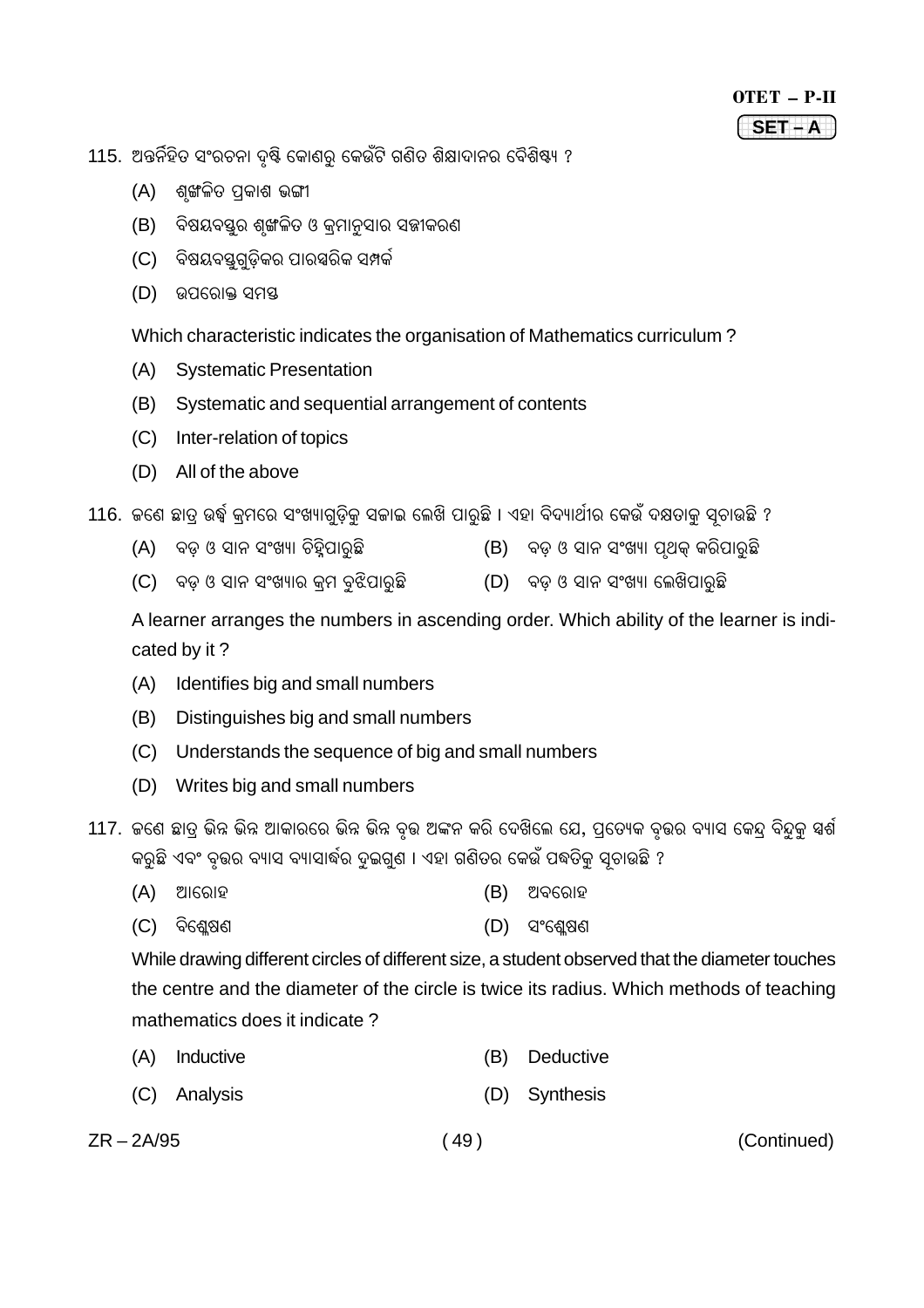115. ଅନ୍ତର୍ନିହିତ ସଂରଚନା ଦୃଷ୍ଟି କୋଣରୁ କେଉଁଟି ଗଣିତ ଶିକ୍ଷାଦାନର ବୈଶିଷ୍ଟ୍ୟ ?

(A) ଶୃଙ୍ଖଳିତ ପ୍ରକାଶ ଭଙ୍ଗୀ

(B) ବିଷୟବସ୍ତୁର ଶୃଙ୍ଖଳିତ ଓ କ୍ରମାନୁସାର ସଜ୍ଜୀକରଣ

(C) ବିଷୟବସ୍ତୁଗୁଡ଼ିକର ପାରସ୍ପରିକ ସମ୍ପର୍କ

(D) ଉପରୋକ୍ତ ସମସ୍ତ

Which characteristic indicates the organisation of Mathematics curriculum ?

(A) Systematic Presentation

(B) Systematic and sequential arrangement of contents

(C) Inter-relation of topics

(D) All of the above

116. ଜଣେ ଛାତ୍ର ଉର୍ଦ୍ଧ୍ୱ କ୍ରମରେ ସଂଖ୍ୟାଗୁଡ଼ିକୁ ସଜାଇ ଲେଖି ପାରୁଛି । ଏହା ବିଦ୍ୟାର୍ଥୀର କେଉଁ ଦକ୍ଷତାକୁ ସୂଚାଉଛି ?

(A) ବଡ଼ ଓ ସାନ ସଂଖ୍ୟା ଚିହ୍ନିପାରୁଛି

(B) ବଡ଼ ଓ ସାନ ସଂଖ୍ୟା ପୃଥକ୍ କରିପାରୁଛି

(C) ବଡ଼ ଓ ସାନ ସଂଖ୍ୟାର କ୍ରମ ବୁଝିପାରୁଛି

(D) ବଡ଼ ଓ ସାନ ସଂଖ୍ୟା ଲେଖିପାରୁଛି

A learner arranges the numbers in ascending order. Which ability of the learner is indicated by it ?

(A) Identifies big and small numbers

(B) Distinguishes big and small numbers

(C) Understands the sequence of big and small numbers

(D) Writes big and small numbers

117. ଜଣେ ଛାତ୍ର ଭିନ୍ନ ଭିନ୍ନ ଆକାରରେ ଭିନ୍ନ ଭିନ୍ନ ବୃତ୍ତ ଅଙ୍କନ କରି ଦେଖିଲେ ଯେ, ପ୍ରତ୍ୟେକ ବୃତ୍ତର ବ୍ୟାସ କେନ୍ଦ୍ର ବିନ୍ଦୁକୁ ସ୍ପର୍ଶ କରୁଛି ଏବଂ ବୃତ୍ତର ବ୍ୟାସ ବ୍ୟାସାର୍ଦ୍ଧର ଦୁଇଗୁଣ । ଏହା ଗଣିତର କେଉଁ ପଦ୍ଧତିକୁ ସୂଚାଉଛି ?

(A) ଆରୋହ

(B) ଅବରୋହ

(C) ବିଶ୍ଳେଷଣ

(D) ସଂଶ୍ଳେଷଣ

While drawing different circles of different size, a student observed that the diameter touches the centre and the diameter of the circle is twice its radius. Which methods of teaching mathematics does it indicate ?

(A) Inductive

(B) Deductive

(C) Analysis

(D) Synthesis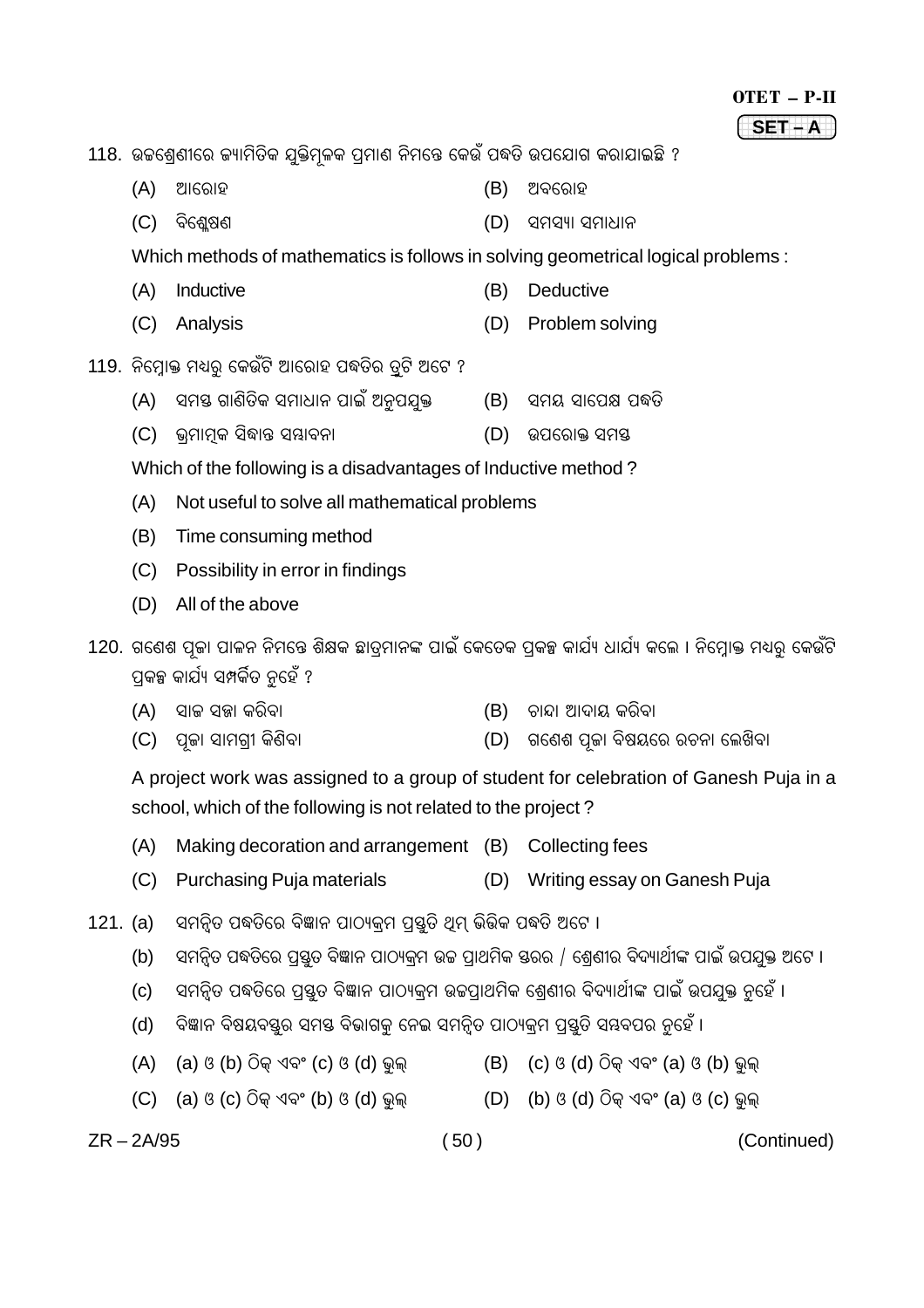118. ଉଚ୍ଚଶ୍ରେଣୀରେ ଜ୍ୟାମିତିକ ଯୁକ୍ତିମୂଳକ ପ୍ରମାଣ ନିମନ୍ତେ କେଉଁ ପଦ୍ଧତି ଉପଯୋଗ କରାଯାଇଛି ?

(A) ଆରୋହ (B) ଅବରୋହ

(C) ବିଶ୍ଳେଷଣ (D) ସମସ୍ୟା ସମାଧାନ

Which methods of mathematics is follows in solving geometrical logical problems :

(A) Inductive (B) Deductive

(C) Analysis (D) Problem solving

119. ନିମ୍ନୋକ୍ତ ମଧ୍ୟରୁ କେଉଁଟି ଆରୋହ ପଦ୍ଧତିର ତ୍ରୁଟି ଅଟେ ?

(A) ସମସ୍ତ ଗାଣିତିକ ସମାଧାନ ପାଇଁ ଅନୁପଯୁକ୍ତ (B) ସମୟ ସାପେକ୍ଷ ପଦ୍ଧତି

(C) ଭ୍ରମାତ୍ମକ ସିଦ୍ଧାନ୍ତ ସମ୍ଭାବନା (D) ଉପରୋକ୍ତ ସମସ୍ତ

Which of the following is a disadvantages of Inductive method ?

(A) Not useful to solve all mathematical problems

(B) Time consuming method

(C) Possibility in error in findings

(D) All of the above

120. ଗଣେଶ ପୂଜା ପାଳନ ନିମନ୍ତେ ଶିକ୍ଷକ ଛାତ୍ରମାନଙ୍କ ପାଇଁ କେତେକ ପ୍ରକଳ୍ପ କାର୍ଯ୍ୟ ଧାର୍ଯ୍ୟ କଲେ । ନିମ୍ନୋକ୍ତ ମଧ୍ୟରୁ କେଉଁଟି ପ୍ରକଳ୍ପ କାର୍ଯ୍ୟ ସମ୍ପର୍କିତ ନୁହେଁ ?

(A) ସାଜ ସଜ୍ଜା କରିବା (B) ଚାନ୍ଦା ଆଦାୟ କରିବା

(C) ପୂଜା ସାମଗ୍ରୀ କିଣିବା (D) ଗଣେଶ ପୂଜା ବିଷୟରେ ରଚନା ଲେଖିବା

A project work was assigned to a group of student for celebration of Ganesh Puja in a school, which of the following is not related to the project ?

(A) Making decoration and arrangement (B) Collecting fees

(C) Purchasing Puja materials (D) Writing essay on Ganesh Puja

121. (a) ସମନ୍ୱିତ ପଦ୍ଧତିରେ ବିଜ୍ଞାନ ପାଠ୍ୟକ୍ରମ ପ୍ରସ୍ତୁତି ଥିମ୍ ଭିତ୍ତିକ ପଦ୍ଧତି ଅଟେ ।

(b) ସମନ୍ୱିତ ପଦ୍ଧତିରେ ପ୍ରସ୍ତୁତ ବିଜ୍ଞାନ ପାଠ୍ୟକ୍ରମ ଉଚ୍ଚ ପ୍ରାଥମିକ ସ୍ତରର / ଶ୍ରେଣୀର ବିଦ୍ୟାର୍ଥୀଙ୍କ ପାଇଁ ଉପଯୁକ୍ତ ଅଟେ ।

(c) ସମନ୍ୱିତ ପଦ୍ଧତିରେ ପ୍ରସ୍ତୁତ ବିଜ୍ଞାନ ପାଠ୍ୟକ୍ରମ ଉଚ୍ଚପ୍ରାଥମିକ ଶ୍ରେଣୀର ବିଦ୍ୟାର୍ଥୀଙ୍କ ପାଇଁ ଉପଯୁକ୍ତ ନୁହେଁ ।

(d) ବିଜ୍ଞାନ ବିଷୟବସ୍ତୁର ସମସ୍ତ ବିଭାଗକୁ ନେଇ ସମନ୍ୱିତ ପାଠ୍ୟକ୍ରମ ପ୍ରସ୍ତୁତି ସମ୍ଭବପର ନୁହେଁ ।

(A) (a) ଓ (b) ଠିକ୍ ଏବଂ (c) ଓ (d) ଭୁଲ୍ (B) (c) ଓ (d) ଠିକ୍ ଏବଂ (a) ଓ (b) ଭୁଲ୍

(C) (a) ଓ (c) ଠିକ୍ ଏବଂ (b) ଓ (d) ଭୁଲ୍ (D) (b) ଓ (d) ଠିକ୍ ଏବଂ (a) ଓ (c) ଭୁଲ୍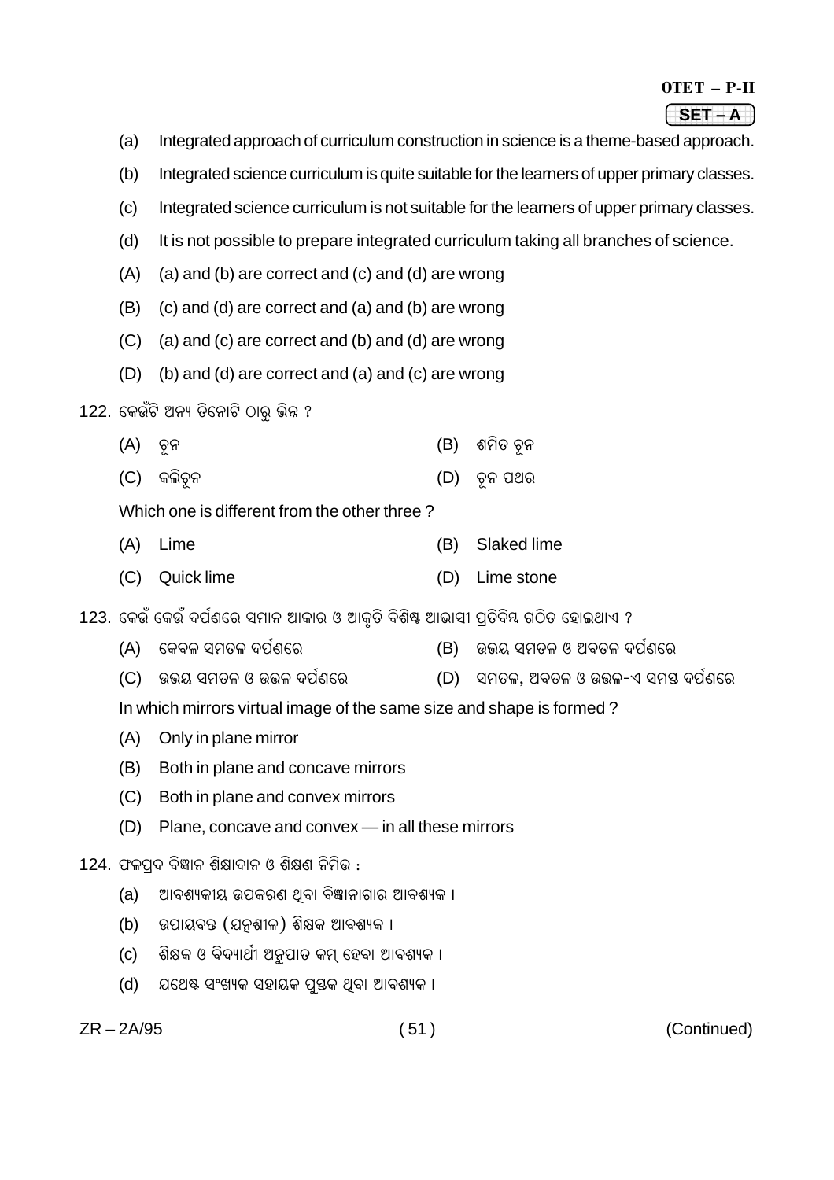(a) Integrated approach of curriculum construction in science is a theme-based approach.

(b) Integrated science curriculum is quite suitable for the learners of upper primary classes.

(c) Integrated science curriculum is not suitable for the learners of upper primary classes.

(d) It is not possible to prepare integrated curriculum taking all branches of science.

(A) (a) and (b) are correct and (c) and (d) are wrong

(B) (c) and (d) are correct and (a) and (b) are wrong

(C) (a) and (c) are correct and (b) and (d) are wrong

(D) (b) and (d) are correct and (a) and (c) are wrong

122. କେଉଁଟି ଅନ୍ୟ ତିନୋଟି ଠାରୁ ଭିନ୍ନ ?

(A) ଚୂନ (B) ଶମିତ ଚୂନ

(C) କଳିଚୂନ (D) ଚୂନ ପଥର

Which one is different from the other three ?

(A) Lime (B) Slaked lime

(C) Quick lime (D) Lime stone

123. କେଉଁ କେଉଁ ଦର୍ପଣରେ ସମାନ ଆକାର ଓ ଆକୃତି ବିଶିଷ୍ଟ ଆଭାସୀ ପ୍ରତିବିମ୍ବ ଗଠିତ ହୋଇଥାଏ ?

(A) କେବଳ ସମତଳ ଦର୍ପଣରେ (B) ଉଭୟ ସମତଳ ଓ ଅବତଳ ଦର୍ପଣରେ

(C) ଉଭୟ ସମତଳ ଓ ଉତ୍ତଳ ଦର୍ପଣରେ (D) ସମତଳ, ଅବତଳ ଓ ଉତ୍ତଳ-ଏ ସମସ୍ତ ଦର୍ପଣରେ

In which mirrors virtual image of the same size and shape is formed ?

(A) Only in plane mirror

(B) Both in plane and concave mirrors

(C) Both in plane and convex mirrors

(D) Plane, concave and convex — in all these mirrors

124. ଫଳପ୍ରଦ ବିଜ୍ଞାନ ଶିକ୍ଷାଦାନ ଓ ଶିକ୍ଷଣ ନିମିତ୍ତ :

(a) ଆବଶ୍ୟକୀୟ ଉପକରଣ ଥିବା ବିଜ୍ଞାନାଗାର ଆବଶ୍ୟକ ।

(b) ଉପାୟବନ୍ତ (ଯତ୍ନଶୀଳ) ଶିକ୍ଷକ ଆବଶ୍ୟକ ।

(c) ଶିକ୍ଷକ ଓ ବିଦ୍ୟାର୍ଥୀ ଅନୁପାତ କମ୍ ହେବା ଆବଶ୍ୟକ ।

(d) ଯଥେଷ୍ଟ ସଂଖ୍ୟକ ସହାୟକ ପୁସ୍ତକ ଥିବା ଆବଶ୍ୟକ ।

(Continued)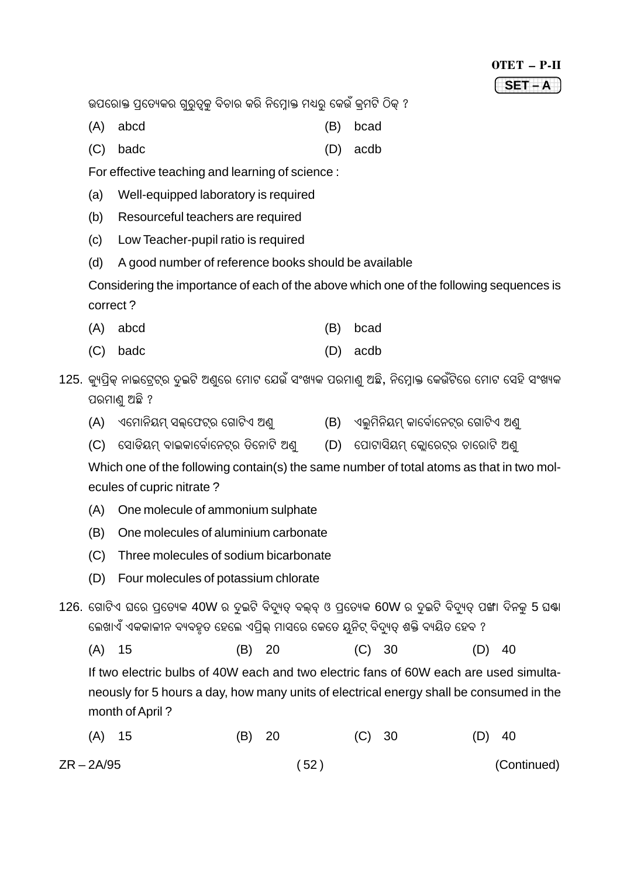ଉପରୋକ୍ତ ପ୍ରତ୍ୟେକର ଗୁରୁତ୍ୱକୁ ବିଚାର କରି ନିମ୍ନୋକ୍ତ ମଧ୍ୟରୁ କେଉଁ କ୍ରମଟି ଠିକ୍ ?

(A) abcd (B) bcad

(C) badc (D) acdb

For effective teaching and learning of science :

(a) Well-equipped laboratory is required

(b) Resourceful teachers are required

(c) Low Teacher-pupil ratio is required

(d) A good number of reference books should be available

Considering the importance of each of the above which one of the following sequences is correct ?

(A) abcd (B) bcad

(C) badc (D) acdb

125. କ୍ୟୁପ୍ରିକ୍ ନାଇଟ୍ରେଟ୍‌ର ଦୁଇଟି ଅଣୁରେ ମୋଟ ଯେଉଁ ସଂଖ୍ୟକ ପରମାଣୁ ଅଛି, ନିମ୍ନୋକ୍ତ କେଉଁଟିରେ ମୋଟ ସେହି ସଂଖ୍ୟକ ପରମାଣୁ ଅଛି ?

(A) ଏମୋନିୟମ୍ ସଲ୍‌ଫେଟ୍‌ର ଗୋଟିଏ ଅଣୁ (B) ଏଲୁମିନିୟମ୍ କାର୍ବୋନେଟ୍‌ର ଗୋଟିଏ ଅଣୁ

(C) ସୋଡିୟମ୍ ବାଇକାର୍ବୋନେଟ୍‌ର ତିନୋଟି ଅଣୁ (D) ପୋଟାସିୟମ୍ କ୍ଲୋରେଟ୍‌ର ଚାରୋଟି ଅଣୁ

Which one of the following contain(s) the same number of total atoms as that in two molecules of cupric nitrate ?

(A) One molecule of ammonium sulphate

(B) One molecules of aluminium carbonate

(C) Three molecules of sodium bicarbonate

(D) Four molecules of potassium chlorate

126. ଗୋଟିଏ ଘରେ ପ୍ରତ୍ୟେକ 40W ର ଦୁଇଟି ବିଦ୍ୟୁତ୍ ବଲ୍‌ବ୍ ଓ ପ୍ରତ୍ୟେକ 60W ର ଦୁଇଟି ବିଦ୍ୟୁତ୍ ପଙ୍ଖା ଦିନକୁ 5 ଘଣ୍ଟା ଲେଖାଏଁ ଏକକାଳୀନ ବ୍ୟବହୃତ ହେଲେ ଏପ୍ରିଲ୍ ମାସରେ କେତେ ୟୁନିଟ୍ ବିଦ୍ୟୁତ୍ ଶକ୍ତି ବ୍ୟୟିତ ହେବ ?

(A) 15 (B) 20 (C) 30 (D) 40

If two electric bulbs of 40W each and two electric fans of 60W each are used simultaneously for 5 hours a day, how many units of electrical energy shall be consumed in the month of April ?

(A) 15 (B) 20 (C) 30 (D) 40

(Continued)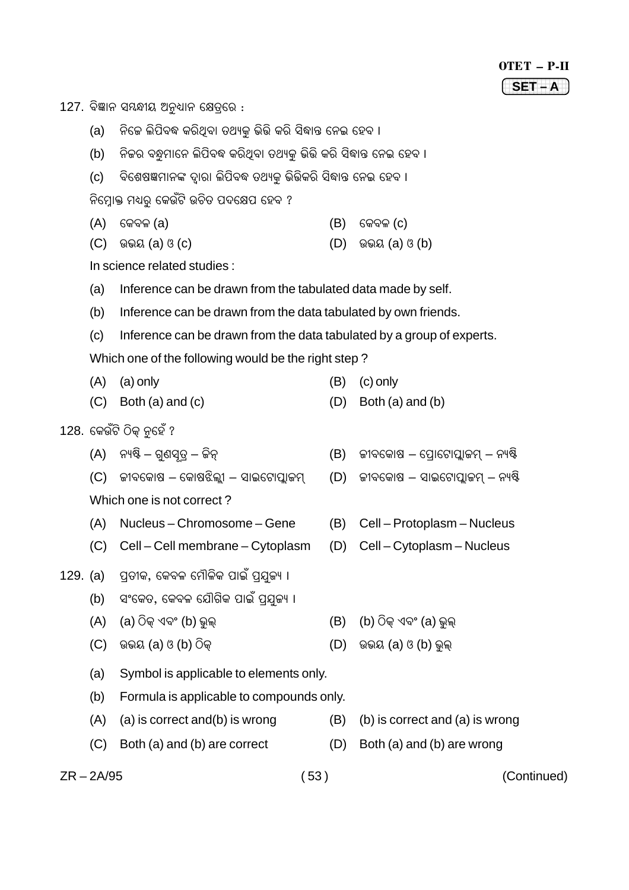127. ବିଜ୍ଞାନ ସମ୍ବନ୍ଧୀୟ ଅନୁଧ୍ୟାନ କ୍ଷେତ୍ରରେ :

(a) ନିଜେ ଲିପିବଦ୍ଧ କରିଥିବା ତଥ୍ୟକୁ ଭିତ୍ତି କରି ସିଦ୍ଧାନ୍ତ ନେଇ ହେବ ।

(b) ନିଜର ବନ୍ଧୁମାନେ ଲିପିବଦ୍ଧ କରିଥିବା ତଥ୍ୟକୁ ଭିତ୍ତି କରି ସିଦ୍ଧାନ୍ତ ନେଇ ହେବ ।

(c) ବିଶେଷଜ୍ଞମାନଙ୍କ ଦ୍ୱାରା ଲିପିବଦ୍ଧ ତଥ୍ୟକୁ ଭିତ୍ତିକରି ସିଦ୍ଧାନ୍ତ ନେଇ ହେବ ।

ନିମ୍ନୋକ୍ତ ମଧ୍ୟରୁ କେଉଁଟି ଉଚିତ ପଦକ୍ଷେପ ହେବ ?

(A) କେବଳ (a)
(B) କେବଳ (c)
(C) ଉଭୟ (a) ଓ (c)
(D) ଉଭୟ (a) ଓ (b)

In science related studies :

(a) Inference can be drawn from the tabulated data made by self.

(b) Inference can be drawn from the data tabulated by own friends.

(c) Inference can be drawn from the data tabulated by a group of experts.

Which one of the following would be the right step ?

(A) (a) only
(B) (c) only
(C) Both (a) and (c)
(D) Both (a) and (b)

128. କେଉଁଟି ଠିକ୍ ନୁହେଁ ?

(A) ନ୍ୟଷ୍ଟି – ଗୁଣସୂତ୍ର – ଜିନ୍
(B) ଜୀବକୋଷ – ପ୍ରୋଟୋପ୍ଲାଜମ୍ – ନ୍ୟଷ୍ଟି
(C) ଜୀବକୋଷ – କୋଷଝିଲ୍ଲୀ – ସାଇଟୋପ୍ଲାଜମ୍
(D) ଜୀବକୋଷ – ସାଇଟୋପ୍ଲାଜମ୍ – ନ୍ୟଷ୍ଟି

Which one is not correct ?

(A) Nucleus – Chromosome – Gene
(B) Cell – Protoplasm – Nucleus
(C) Cell – Cell membrane – Cytoplasm
(D) Cell – Cytoplasm – Nucleus

129. (a) ପ୍ରତୀକ, କେବଳ ମୌଳିକ ପାଇଁ ପ୍ରଯୁଜ୍ୟ ।

(b) ସଂକେତ, କେବଳ ଯୌଗିକ ପାଇଁ ପ୍ରଯୁଜ୍ୟ ।

(A) (a) ଠିକ୍ ଏବଂ (b) ଭୁଲ୍
(B) (b) ଠିକ୍ ଏବଂ (a) ଭୁଲ୍
(C) ଉଭୟ (a) ଓ (b) ଠିକ୍
(D) ଉଭୟ (a) ଓ (b) ଭୁଲ୍

(a) Symbol is applicable to elements only.

(b) Formula is applicable to compounds only.

(A) (a) is correct and(b) is wrong
(B) (b) is correct and (a) is wrong
(C) Both (a) and (b) are correct
(D) Both (a) and (b) are wrong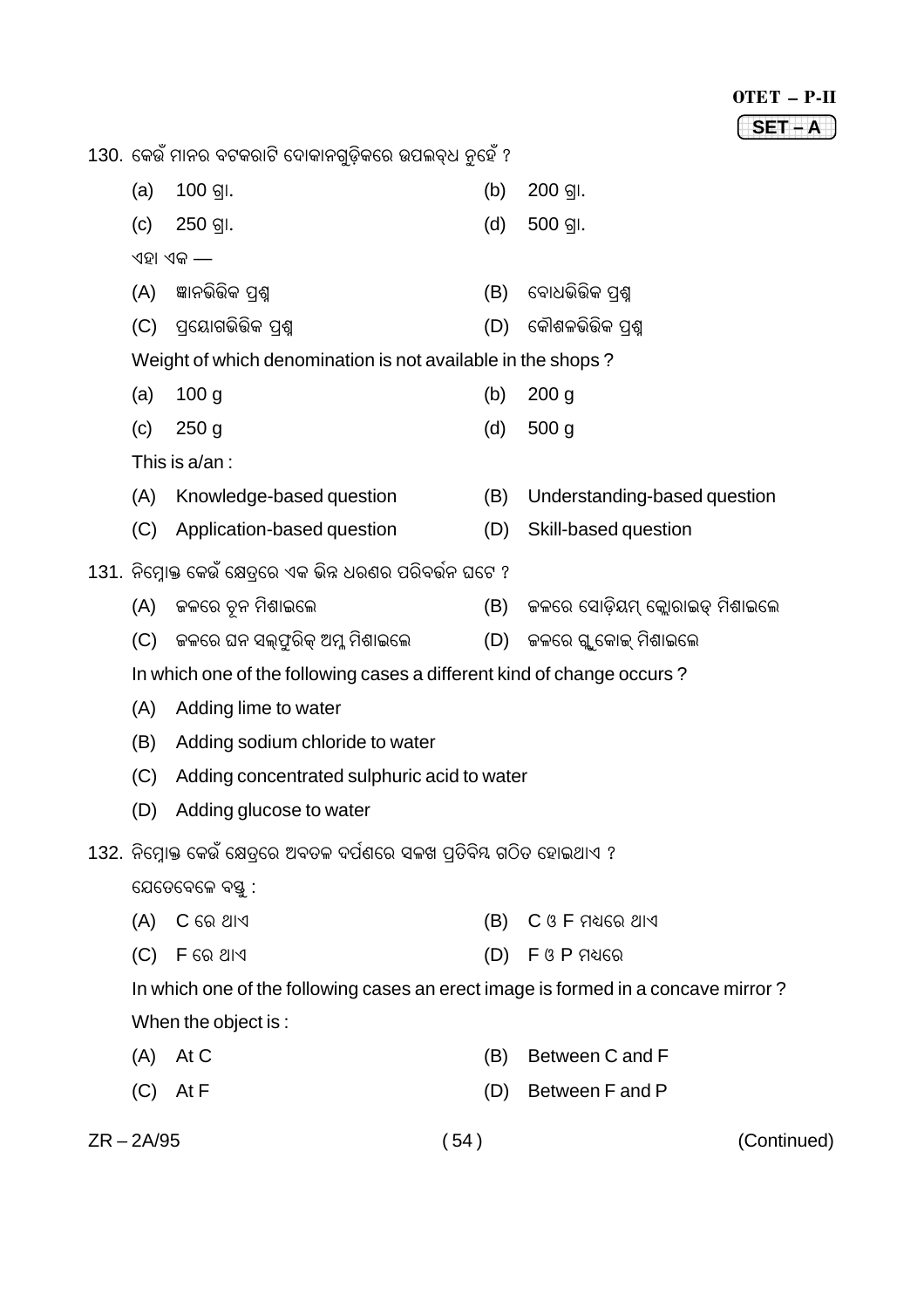130. କେଉଁ ମାନର ବଟକରାଟି ଦୋକାନଗୁଡ଼ିକରେ ଉପଲବ୍ଧ ନୁହେଁ ?

(a) 100 ଗ୍ରା. (b) 200 ଗ୍ରା.

(c) 250 ଗ୍ରା. (d) 500 ଗ୍ରା.

ଏହା ଏକ —

(A) ଜ୍ଞାନଭିତ୍ତିକ ପ୍ରଶ୍ନ (B) ବୋଧଭିତ୍ତିକ ପ୍ରଶ୍ନ

(C) ପ୍ରୟୋଗଭିତ୍ତିକ ପ୍ରଶ୍ନ (D) କୌଶଳଭିତ୍ତିକ ପ୍ରଶ୍ନ

Weight of which denomination is not available in the shops ?

(a) 100 g (b) 200 g

(c) 250 g (d) 500 g

This is a/an :

(A) Knowledge-based question (B) Understanding-based question

(C) Application-based question (D) Skill-based question

131. ନିମ୍ନୋକ୍ତ କେଉଁ କ୍ଷେତ୍ରରେ ଏକ ଭିନ୍ନ ଧରଣର ପରିବର୍ତ୍ତନ ଘଟେ ?

(A) ଜଳରେ ଚୂନ ମିଶାଇଲେ (B) ଜଳରେ ସୋଡ଼ିୟମ୍ କ୍ଲୋରାଇଡ୍ ମିଶାଇଲେ

(C) ଜଳରେ ଘନ ସଲ୍‌ଫୁରିକ୍ ଅମ୍ଳ ମିଶାଇଲେ (D) ଜଳରେ ଗ୍ଲୁକୋଜ୍ ମିଶାଇଲେ

In which one of the following cases a different kind of change occurs ?

(A) Adding lime to water

(B) Adding sodium chloride to water

(C) Adding concentrated sulphuric acid to water

(D) Adding glucose to water

132. ନିମ୍ନୋକ୍ତ କେଉଁ କ୍ଷେତ୍ରରେ ଅବତଳ ଦର୍ପଣରେ ସଳଖ ପ୍ରତିବିମ୍ବ ଗଠିତ ହୋଇଥାଏ ?

ଯେତେବେଳେ ବସ୍ତୁ :

(A) C ରେ ଥାଏ (B) C ଓ F ମଧ୍ୟରେ ଥାଏ

(C) F ରେ ଥାଏ (D) F ଓ P ମଧ୍ୟରେ

In which one of the following cases an erect image is formed in a concave mirror ?

When the object is :

(A) At C (B) Between C and F

(C) At F (D) Between F and P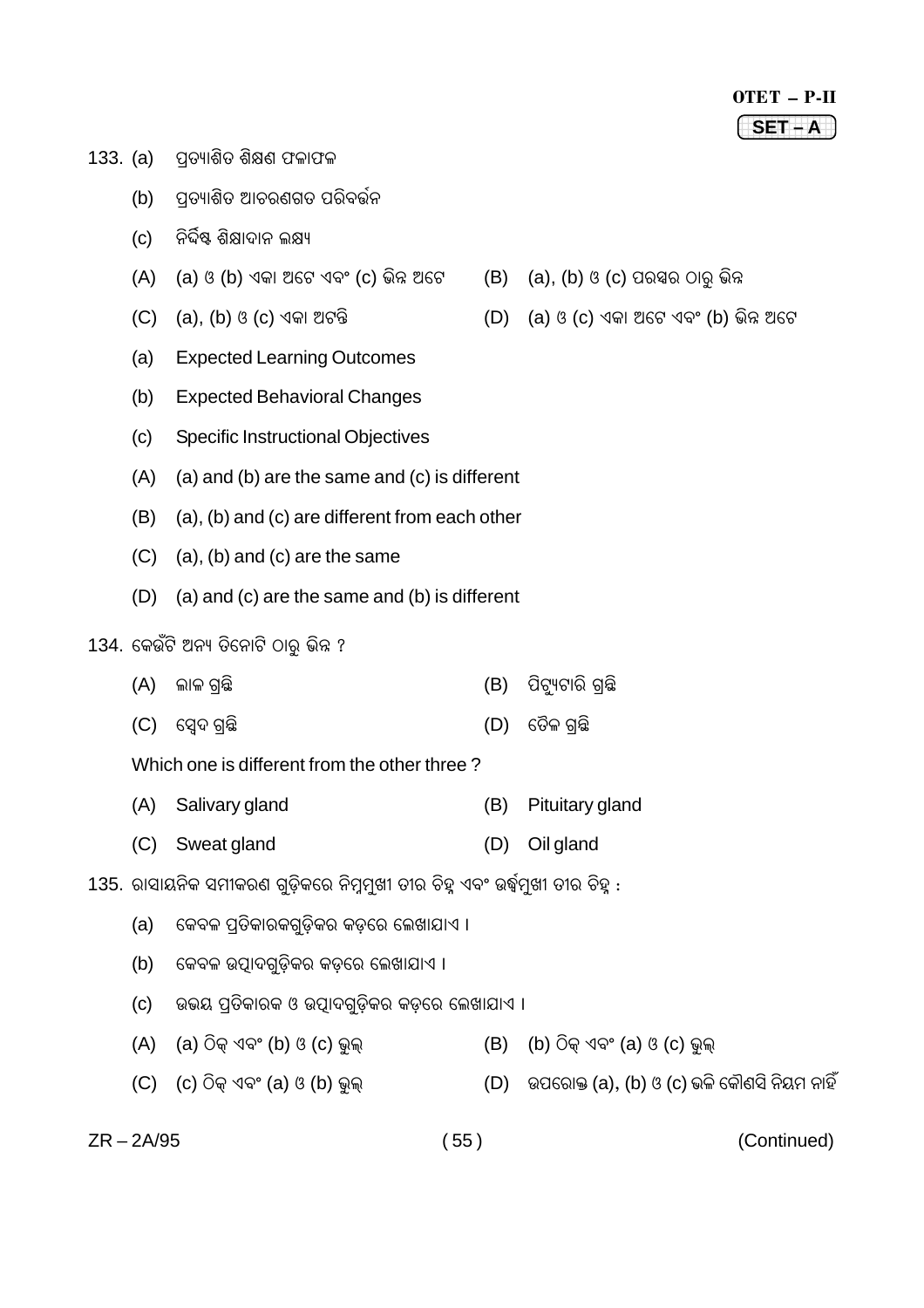133. (a) ପ୍ରତ୍ୟାଶିତ ଶିକ୍ଷଣ ଫଳାଫଳ

(b) ପ୍ରତ୍ୟାଶିତ ଆଚରଣଗତ ପରିବର୍ତ୍ତନ

(c) ନିର୍ଦ୍ଦିଷ୍ଟ ଶିକ୍ଷାଦାନ ଲକ୍ଷ୍ୟ

(A) (a) ଓ (b) ଏକା ଅଟେ ଏବଂ (c) ଭିନ୍ନ ଅଟେ

(B) (a), (b) ଓ (c) ପରସ୍ପର ଠାରୁ ଭିନ୍ନ

(C) (a), (b) ଓ (c) ଏକା ଅଟନ୍ତି

(D) (a) ଓ (c) ଏକା ଅଟେ ଏବଂ (b) ଭିନ୍ନ ଅଟେ

(a) Expected Learning Outcomes

(b) Expected Behavioral Changes

(c) Specific Instructional Objectives

(A) (a) and (b) are the same and (c) is different

(B) (a), (b) and (c) are different from each other

(C) (a), (b) and (c) are the same

(D) (a) and (c) are the same and (b) is different

134. କେଉଁଟି ଅନ୍ୟ ତିନୋଟି ଠାରୁ ଭିନ୍ନ ?

(A) ଲାଳ ଗ୍ରନ୍ଥି

(B) ପିଟ୍ୟୁଟାରି ଗ୍ରନ୍ଥି

(C) ସ୍ୱେଦ ଗ୍ରନ୍ଥି

(D) ତୈଳ ଗ୍ରନ୍ଥି

Which one is different from the other three ?

(A) Salivary gland

(B) Pituitary gland

(C) Sweat gland

(D) Oil gland

135. ରାସାୟନିକ ସମୀକରଣ ଗୁଡ଼ିକରେ ନିମ୍ନମୁଖୀ ତୀର ଚିହ୍ନ ଏବଂ ଊର୍ଦ୍ଧ୍ୱମୁଖୀ ତୀର ଚିହ୍ନ :

(a) କେବଳ ପ୍ରତିକାରକଗୁଡ଼ିକର କଡ଼ରେ ଲେଖାଯାଏ ।

(b) କେବଳ ଉତ୍ପାଦଗୁଡ଼ିକର କଡ଼ରେ ଲେଖାଯାଏ ।

(c) ଉଭୟ ପ୍ରତିକାରକ ଓ ଉତ୍ପାଦଗୁଡ଼ିକର କଡ଼ରେ ଲେଖାଯାଏ ।

(A) (a) ଠିକ୍ ଏବଂ (b) ଓ (c) ଭୁଲ୍

(B) (b) ଠିକ୍ ଏବଂ (a) ଓ (c) ଭୁଲ୍

(C) (c) ଠିକ୍ ଏବଂ (a) ଓ (b) ଭୁଲ୍

(D) ଉପରୋକ୍ତ (a), (b) ଓ (c) ଭଳି କୌଣସି ନିୟମ ନାହିଁ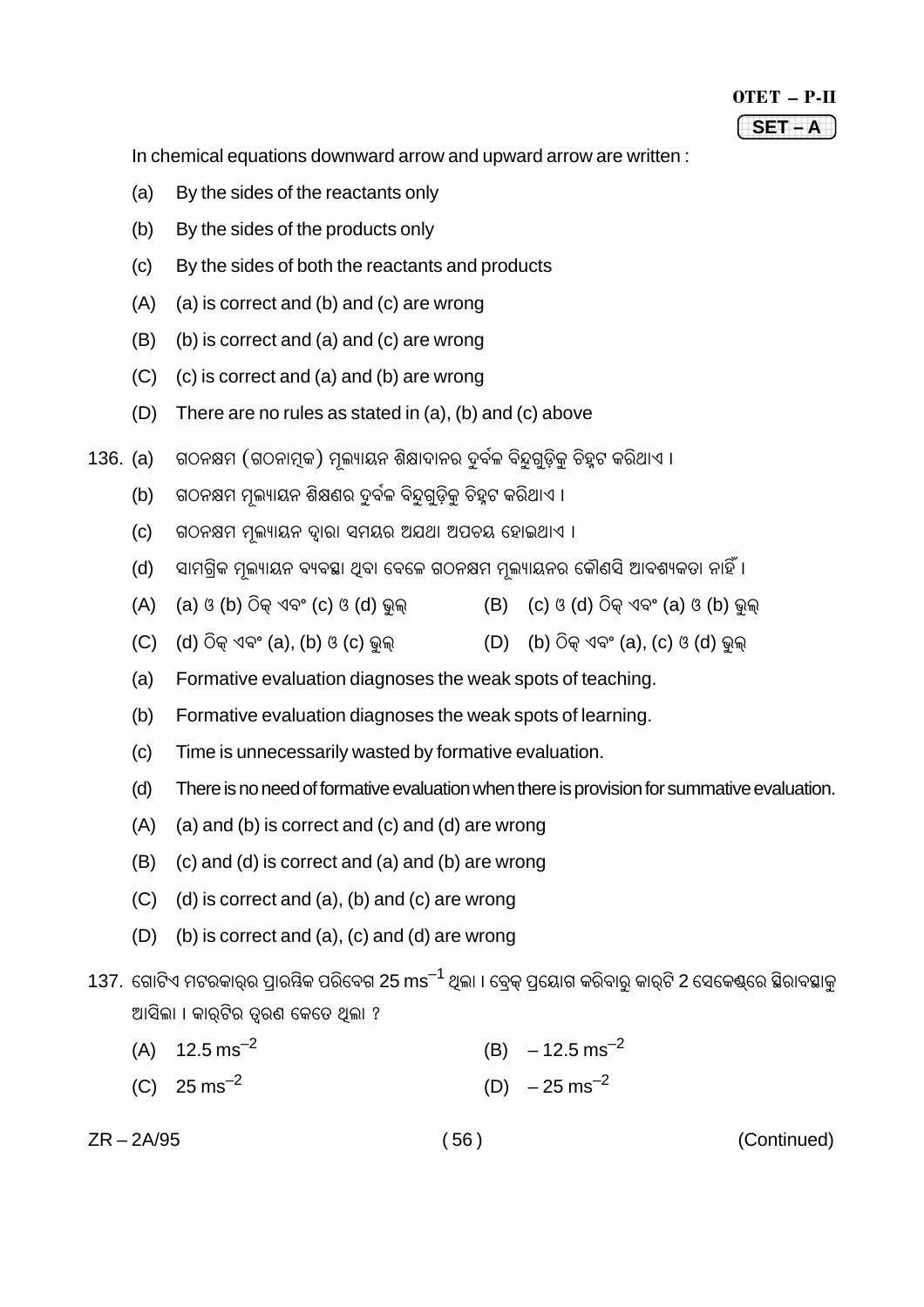In chemical equations downward arrow and upward arrow are written :

(a) By the sides of the reactants only

(b) By the sides of the products only

(c) By the sides of both the reactants and products

(A) (a) is correct and (b) and (c) are wrong

(B) (b) is correct and (a) and (c) are wrong

(C) (c) is correct and (a) and (b) are wrong

(D) There are no rules as stated in (a), (b) and (c) above

136. (a) ଗଠନକ୍ଷମ (ଗଠନାତ୍ମକ) ମୂଲ୍ୟାୟନ ଶିକ୍ଷାଦାନର ଦୁର୍ବଳ ବିନ୍ଦୁଗୁଡ଼ିକୁ ଚିହ୍ନଟ କରିଥାଏ ।

(b) ଗଠନକ୍ଷମ ମୂଲ୍ୟାୟନ ଶିକ୍ଷଣର ଦୁର୍ବଳ ବିନ୍ଦୁଗୁଡ଼ିକୁ ଚିହ୍ନଟ କରିଥାଏ ।

(c) ଗଠନକ୍ଷମ ମୂଲ୍ୟାୟନ ଦ୍ୱାରା ସମୟର ଅଯଥା ଅପଚୟ ହୋଇଥାଏ ।

(d) ସାମଗ୍ରିକ ମୂଲ୍ୟାୟନ ବ୍ୟବସ୍ଥା ଥିବା ବେଳେ ଗଠନକ୍ଷମ ମୂଲ୍ୟାୟନର କୌଣସି ଆବଶ୍ୟକତା ନାହିଁ ।

(A) (a) ଓ (b) ଠିକ୍ ଏବଂ (c) ଓ (d) ଭୁଲ୍

(B) (c) ଓ (d) ଠିକ୍ ଏବଂ (a) ଓ (b) ଭୁଲ୍

(C) (d) ଠିକ୍ ଏବଂ (a), (b) ଓ (c) ଭୁଲ୍

(D) (b) ଠିକ୍ ଏବଂ (a), (c) ଓ (d) ଭୁଲ୍

(a) Formative evaluation diagnoses the weak spots of teaching.

(b) Formative evaluation diagnoses the weak spots of learning.

(c) Time is unnecessarily wasted by formative evaluation.

(d) There is no need of formative evaluation when there is provision for summative evaluation.

(A) (a) and (b) is correct and (c) and (d) are wrong

(B) (c) and (d) is correct and (a) and (b) are wrong

(C) (d) is correct and (a), (b) and (c) are wrong

(D) (b) is correct and (a), (c) and (d) are wrong

137. ଗୋଟିଏ ମଟରକାର୍‌ର ପ୍ରାରମ୍ଭିକ ପରିବେଗ 25 $ms^{-1}$ ଥିଲା । ବ୍ରେକ୍ ପ୍ରୟୋଗ କରିବାରୁ କାର୍‌ଟି 2 ସେକେଣ୍ଡରେ ସ୍ଥିରାବସ୍ଥାକୁ ଆସିଲା । କାର୍‌ଟିର ତ୍ୱରଣ କେତେ ଥିଲା ?

(A) 12.5 $ms^{-2}$

(B) – 12.5 $ms^{-2}$

(C) 25 $ms^{-2}$

(D) – 25 $ms^{-2}$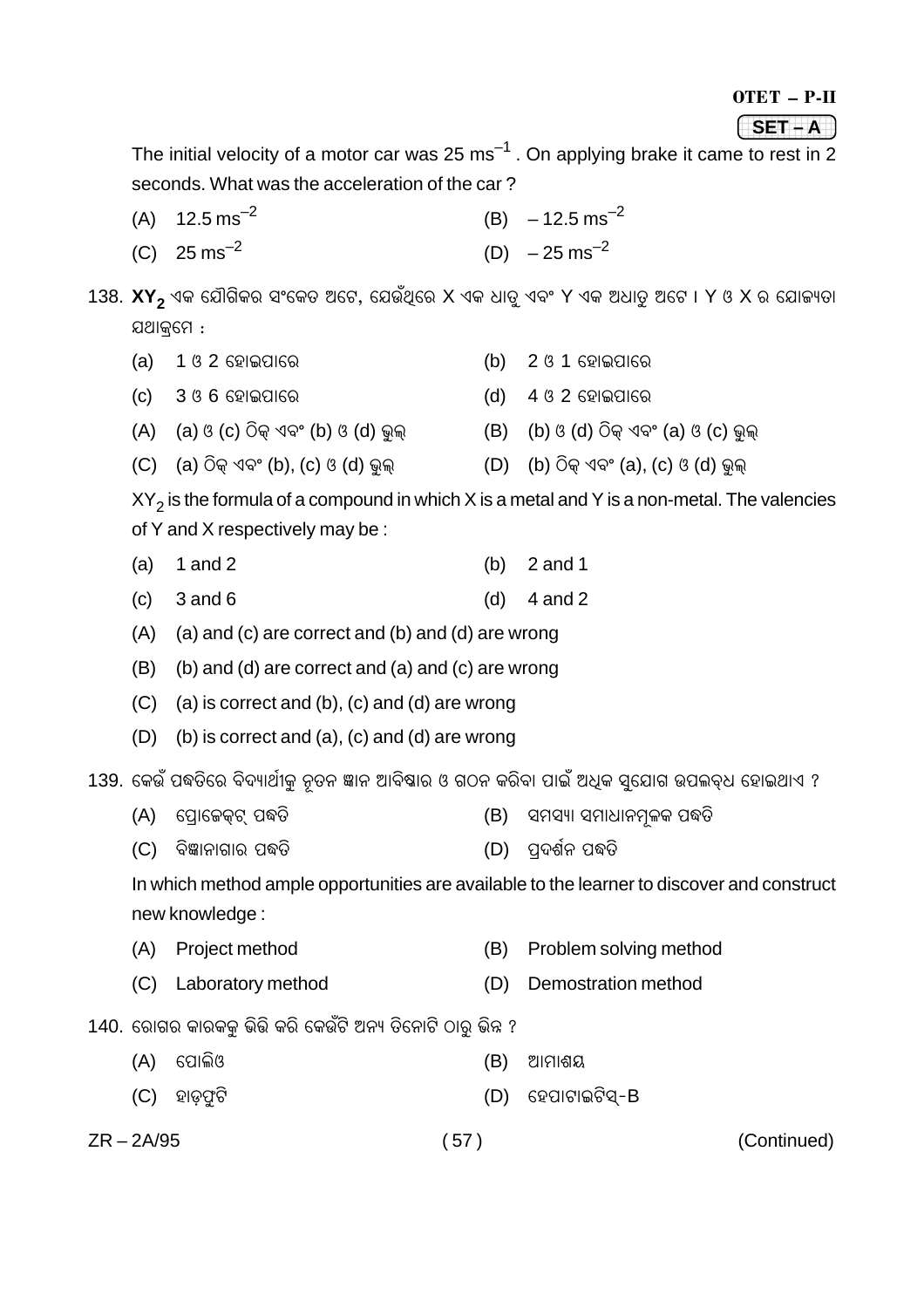The initial velocity of a motor car was 25 $ms^{-1}$ . On applying brake it came to rest in 2 seconds. What was the acceleration of the car ?

(A) 12.5 $ms^{-2}$ (B) – 12.5 $ms^{-2}$

(C) 25 $ms^{-2}$ (D) – 25 $ms^{-2}$

138. **$XY_2$** ଏକ ଯୌଗିକର ସଂକେତ ଅଟେ, ଯେଉଁଥିରେ X ଏକ ଧାତୁ ଏବଂ Y ଏକ ଅଧାତୁ ଅଟେ । Y ଓ X ର ଯୋଜ୍ୟତା ଯଥାକ୍ରମେ :

(a) 1 ଓ 2 ହୋଇପାରେ (b) 2 ଓ 1 ହୋଇପାରେ

(c) 3 ଓ 6 ହୋଇପାରେ (d) 4 ଓ 2 ହୋଇପାରେ

(A) (a) ଓ (c) ଠିକ୍ ଏବଂ (b) ଓ (d) ଭୁଲ୍ (B) (b) ଓ (d) ଠିକ୍ ଏବଂ (a) ଓ (c) ଭୁଲ୍

(C) (a) ଠିକ୍ ଏବଂ (b), (c) ଓ (d) ଭୁଲ୍ (D) (b) ଠିକ୍ ଏବଂ (a), (c) ଓ (d) ଭୁଲ୍

$XY_2$ is the formula of a compound in which X is a metal and Y is a non-metal. The valencies of Y and X respectively may be :

(a) 1 and 2 (b) 2 and 1

(c) 3 and 6 (d) 4 and 2

(A) (a) and (c) are correct and (b) and (d) are wrong

(B) (b) and (d) are correct and (a) and (c) are wrong

(C) (a) is correct and (b), (c) and (d) are wrong

(D) (b) is correct and (a), (c) and (d) are wrong

139. କେଉଁ ପଦ୍ଧତିରେ ବିଦ୍ୟାର୍ଥୀକୁ ନୂତନ ଜ୍ଞାନ ଆବିଷ୍କାର ଓ ଗଠନ କରିବା ପାଇଁ ଅଧିକ ସୁଯୋଗ ଉପଲବ୍ଧ ହୋଇଥାଏ ?

(A) ପ୍ରୋଜେକ୍ଟ୍ ପଦ୍ଧତି (B) ସମସ୍ୟା ସମାଧାନମୂଳକ ପଦ୍ଧତି

(C) ବିଜ୍ଞାନାଗାର ପଦ୍ଧତି (D) ପ୍ରଦର୍ଶନ ପଦ୍ଧତି

In which method ample opportunities are available to the learner to discover and construct new knowledge :

(A) Project method (B) Problem solving method

(C) Laboratory method (D) Demostration method

140. ରୋଗର କାରକକୁ ଭିତ୍ତି କରି କେଉଁଟି ଅନ୍ୟ ତିନୋଟି ଠାରୁ ଭିନ୍ନ ?

(A) ପୋଲିଓ (B) ଆମାଶୟ

(C) ହାଡ଼ଫୁଟି (D) ହେପାଟାଇଟିସ୍-B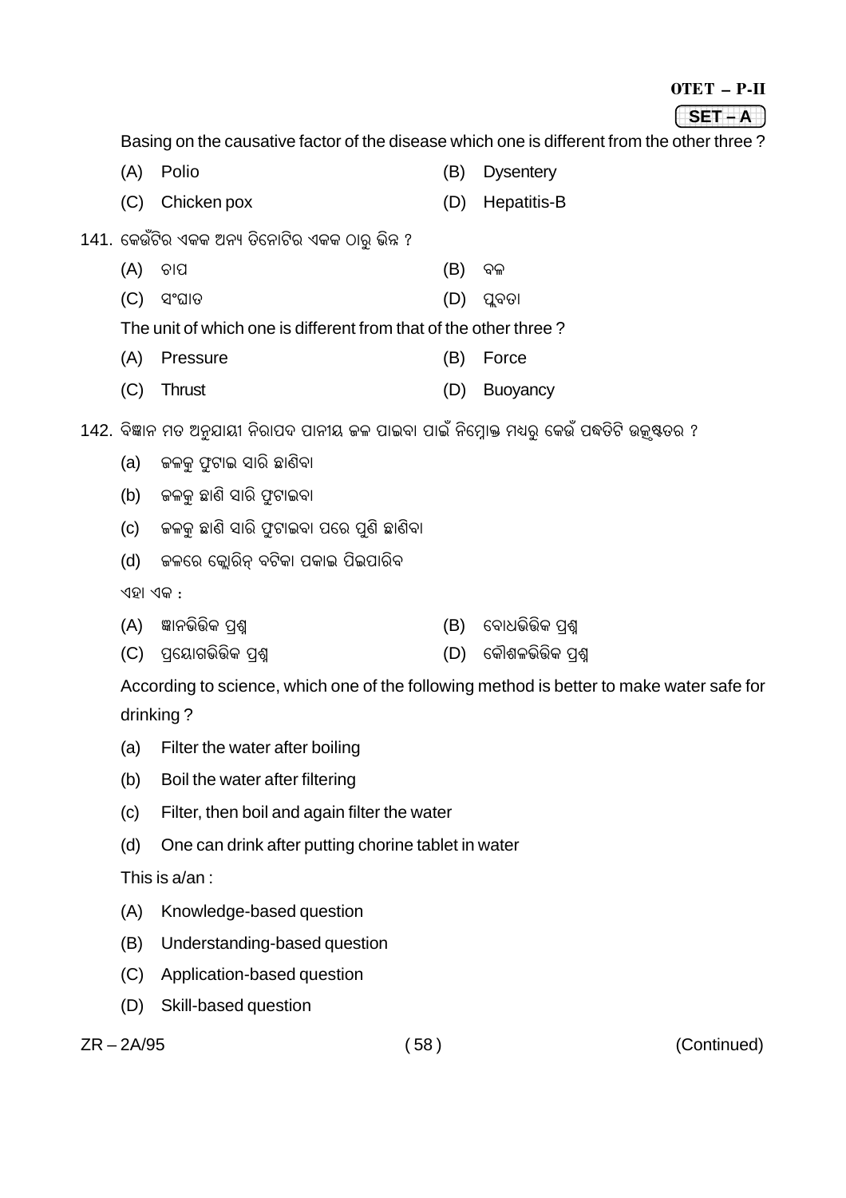Basing on the causative factor of the disease which one is different from the other three ?

(A) Polio (B) Dysentery

(C) Chicken pox (D) Hepatitis-B

141. କେଉଁଟିର ଏକକ ଅନ୍ୟ ତିନୋଟିର ଏକକ ଠାରୁ ଭିନ୍ନ ?

(A) ଚାପ (B) ବଳ

(C) ସଂଘାତ (D) ପ୍ଳବତା

The unit of which one is different from that of the other three ?

(A) Pressure (B) Force

(C) Thrust (D) Buoyancy

142. ବିଜ୍ଞାନ ମତ ଅନୁଯାୟୀ ନିରାପଦ ପାନୀୟ ଜଳ ପାଇବା ପାଇଁ ନିମ୍ନୋକ୍ତ ମଧ୍ୟରୁ କେଉଁ ପଦ୍ଧତିଟି ଉତ୍କୃଷ୍ଟତର ?

(a) ଜଳକୁ ଫୁଟାଇ ସାରି ଛାଣିବା

(b) ଜଳକୁ ଛାଣି ସାରି ଫୁଟାଇବା

(c) ଜଳକୁ ଛାଣି ସାରି ଫୁଟାଇବା ପରେ ପୁଣି ଛାଣିବା

(d) ଜଳରେ କ୍ଲୋରିନ୍ ବଟିକା ପକାଇ ପିଇପାରିବ

ଏହା ଏକ :

(A) ଜ୍ଞାନଭିତ୍ତିକ ପ୍ରଶ୍ନ (B) ବୋଧଭିତ୍ତିକ ପ୍ରଶ୍ନ

(C) ପ୍ରୟୋଗଭିତ୍ତିକ ପ୍ରଶ୍ନ (D) କୌଶଳଭିତ୍ତିକ ପ୍ରଶ୍ନ

According to science, which one of the following method is better to make water safe for drinking ?

(a) Filter the water after boiling

(b) Boil the water after filtering

(c) Filter, then boil and again filter the water

(d) One can drink after putting chorine tablet in water

This is a/an :

(A) Knowledge-based question

(B) Understanding-based question

(C) Application-based question

(D) Skill-based question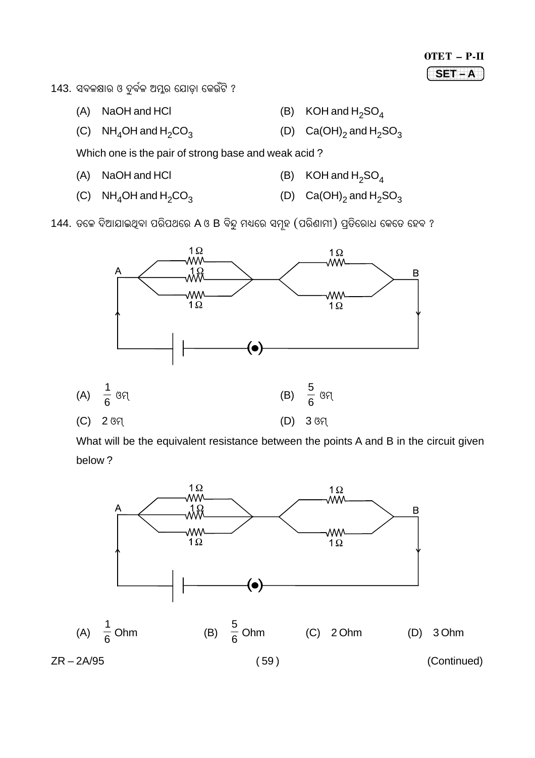143. ସବଳକ୍ଷାର ଓ ଦୁର୍ବଳ ଅମ୍ଳର ଯୋଡ଼ା କେଉଁଟି ?

(A) NaOH and HCl (B) KOH and $H_2SO_4$

(C) $NH_4OH$ and $H_2CO_3$ (D) $Ca(OH)_2$ and $H_2SO_3$

Which one is the pair of strong base and weak acid ?

(A) NaOH and HCl (B) KOH and $H_2SO_4$

(C) $NH_4OH$ and $H_2CO_3$ (D) $Ca(OH)_2$ and $H_2SO_3$

144. ତଳେ ଦିଆଯାଇଥିବା ପରିପଥରେ A ଓ B ବିନ୍ଦୁ ମଧ୍ୟରେ ସମୂହ (ପରିଣାମୀ) ପ୍ରତିରୋଧ କେତେ ହେବ ?

(A) $\frac{1}{6}$ ଓମ୍ (B) $\frac{5}{6}$ ଓମ୍

(C) 2 ଓମ୍ (D) 3 ଓମ୍

What will be the equivalent resistance between the points A and B in the circuit given below ?

(A) $\frac{1}{6}$ Ohm (B) $\frac{5}{6}$ Ohm (C) 2 Ohm (D) 3 Ohm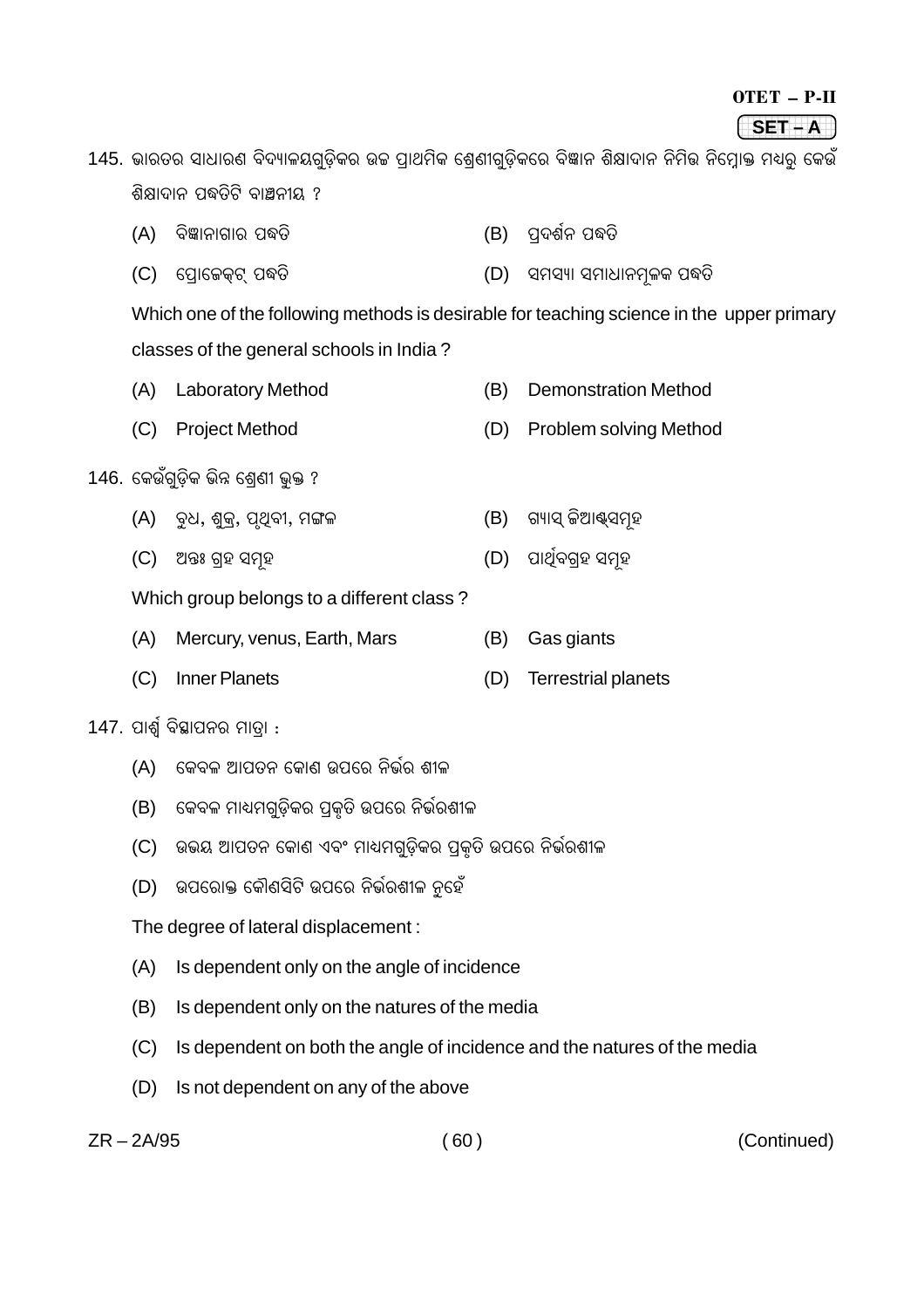145. ଭାରତର ସାଧାରଣ ବିଦ୍ୟାଳୟଗୁଡ଼ିକର ଉଚ୍ଚ ପ୍ରାଥମିକ ଶ୍ରେଣୀଗୁଡ଼ିକରେ ବିଜ୍ଞାନ ଶିକ୍ଷାଦାନ ନିମିତ୍ତ ନିମ୍ନୋକ୍ତ ମଧ୍ୟରୁ କେଉଁ ଶିକ୍ଷାଦାନ ପଦ୍ଧତିଟି ବାଞ୍ଛନୀୟ ?

(A) ବିଜ୍ଞାନାଗାର ପଦ୍ଧତି
(B) ପ୍ରଦର୍ଶନ ପଦ୍ଧତି
(C) ପ୍ରୋଜେକ୍ଟ୍ ପଦ୍ଧତି
(D) ସମସ୍ୟା ସମାଧାନମୂଳକ ପଦ୍ଧତି

Which one of the following methods is desirable for teaching science in the upper primary classes of the general schools in India ?

(A) Laboratory Method
(B) Demonstration Method
(C) Project Method
(D) Problem solving Method

146. କେଉଁଗୁଡ଼ିକ ଭିନ୍ନ ଶ୍ରେଣୀ ଭୁକ୍ତ ?

(A) ବୁଧ, ଶୁକ୍ର, ପୃଥିବୀ, ମଙ୍ଗଳ
(B) ଗ୍ୟାସ୍ ଜିଆଣ୍ଟ୍ସମୂହ
(C) ଅନ୍ତଃ ଗ୍ରହ ସମୂହ
(D) ପାର୍ଥିବଗ୍ରହ ସମୂହ

Which group belongs to a different class ?

(A) Mercury, venus, Earth, Mars
(B) Gas giants
(C) Inner Planets
(D) Terrestrial planets

147. ପାର୍ଶ୍ୱ ବିସ୍ଥାପନର ମାତ୍ରା :

(A) କେବଳ ଆପତନ କୋଣ ଉପରେ ନିର୍ଭର ଶୀଳ
(B) କେବଳ ମାଧ୍ୟମଗୁଡ଼ିକର ପ୍ରକୃତି ଉପରେ ନିର୍ଭରଶୀଳ
(C) ଉଭୟ ଆପତନ କୋଣ ଏବଂ ମାଧ୍ୟମଗୁଡ଼ିକର ପ୍ରକୃତି ଉପରେ ନିର୍ଭରଶୀଳ
(D) ଉପରୋକ୍ତ କୌଣସିଟି ଉପରେ ନିର୍ଭରଶୀଳ ନୁହେଁ

The degree of lateral displacement :

(A) Is dependent only on the angle of incidence
(B) Is dependent only on the natures of the media
(C) Is dependent on both the angle of incidence and the natures of the media
(D) Is not dependent on any of the above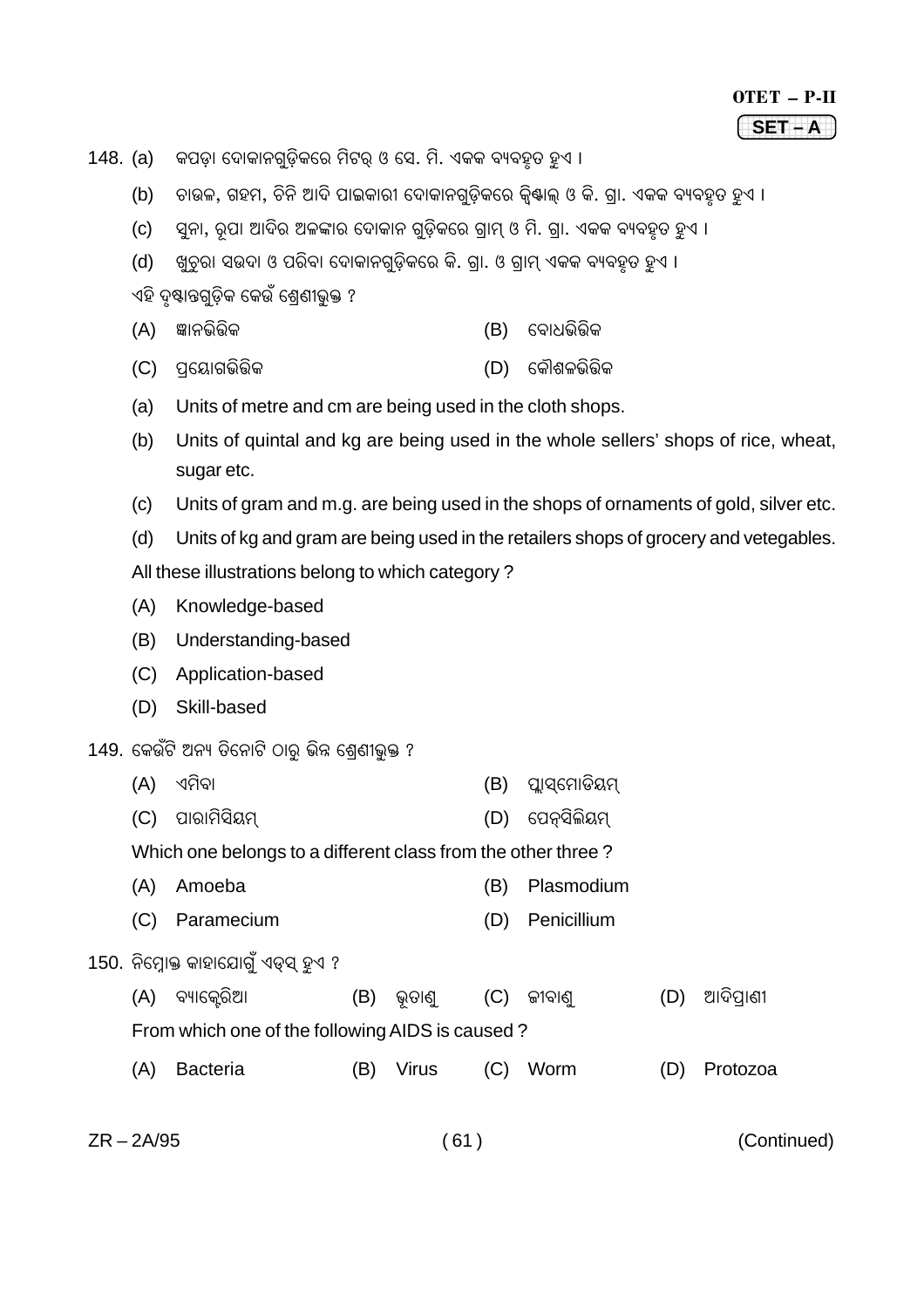148. (a) କପଡ଼ା ଦୋକାନଗୁଡ଼ିକରେ ମିଟର୍ ଓ ସେ. ମି. ଏକକ ବ୍ୟବହୃତ ହୁଏ ।

(b) ଚାଉଳ, ଗହମ, ଚିନି ଆଦି ପାଇକାରୀ ଦୋକାନଗୁଡ଼ିକରେ କ୍ୱିଣ୍ଟାଲ୍ ଓ କି. ଗ୍ରା. ଏକକ ବ୍ୟବହୃତ ହୁଏ ।

(c) ସୁନା, ରୂପା ଆଦିର ଅଳଙ୍କାର ଦୋକାନ ଗୁଡ଼ିକରେ ଗ୍ରାମ୍ ଓ ମି. ଗ୍ରା. ଏକକ ବ୍ୟବହୃତ ହୁଏ ।

(d) ଖୁଚୁରା ସଉଦା ଓ ପରିବା ଦୋକାନଗୁଡ଼ିକରେ କି. ଗ୍ରା. ଓ ଗ୍ରାମ୍ ଏକକ ବ୍ୟବହୃତ ହୁଏ ।

ଏହି ଦୃଷ୍ଟାନ୍ତଗୁଡ଼ିକ କେଉଁ ଶ୍ରେଣୀଭୁକ୍ତ ?

(A) ଜ୍ଞାନଭିତ୍ତିକ (B) ବୋଧଭିତ୍ତିକ

(C) ପ୍ରୟୋଗଭିତ୍ତିକ (D) କୌଶଳଭିତ୍ତିକ

(a) Units of metre and cm are being used in the cloth shops.

(b) Units of quintal and kg are being used in the whole sellers' shops of rice, wheat, sugar etc.

(c) Units of gram and m.g. are being used in the shops of ornaments of gold, silver etc.

(d) Units of kg and gram are being used in the retailers shops of grocery and vetegables.

All these illustrations belong to which category ?

(A) Knowledge-based

(B) Understanding-based

(C) Application-based

(D) Skill-based

149. କେଉଁଟି ଅନ୍ୟ ତିନୋଟି ଠାରୁ ଭିନ୍ନ ଶ୍ରେଣୀଭୁକ୍ତ ?

(A) ଏମିବା (B) ପ୍ଲାସ୍‌ମୋଡିୟମ୍

(C) ପାରାମିସିୟମ୍ (D) ପେନ୍‌ସିଲିୟମ୍

Which one belongs to a different class from the other three ?

(A) Amoeba (B) Plasmodium

(C) Paramecium (D) Penicillium

150. ନିମ୍ନୋକ୍ତ କାହାଯୋଗୁଁ ଏଡ୍‌ସ୍ ହୁଏ ?

(A) ବ୍ୟାକ୍ଟେରିଆ (B) ଭୂତାଣୁ (C) ଜୀବାଣୁ (D) ଆଦିପ୍ରାଣୀ

From which one of the following AIDS is caused ?

(A) Bacteria (B) Virus (C) Worm (D) Protozoa